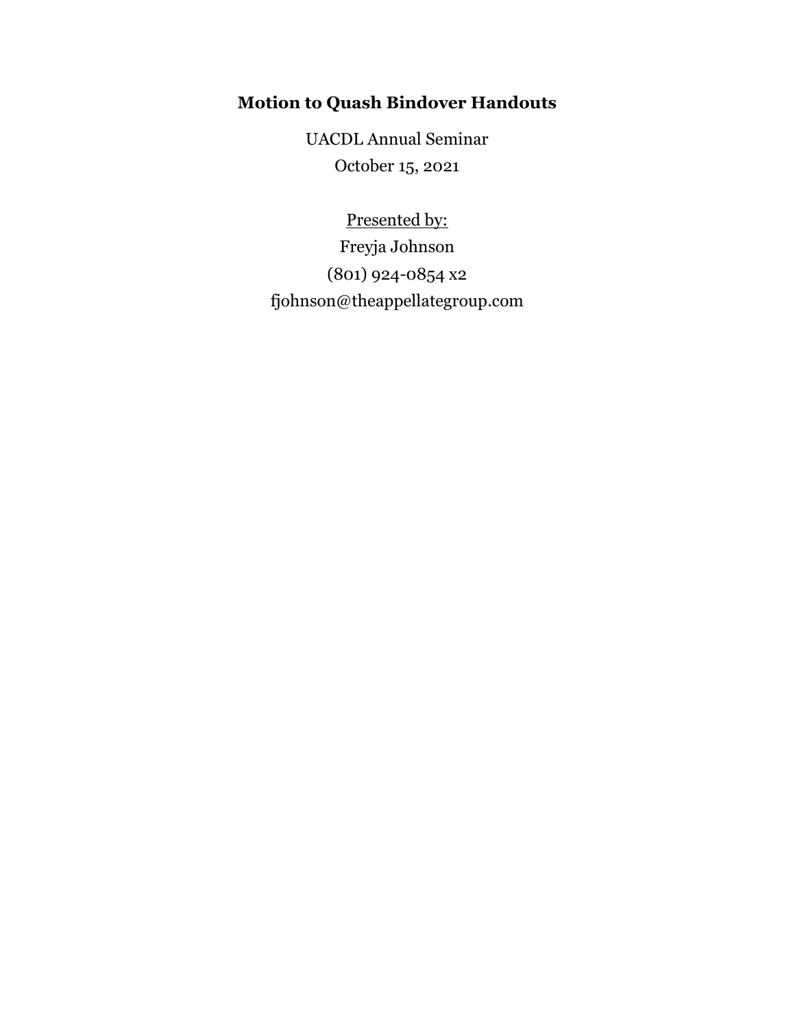# Motion to Quash Bindover Handouts

UACDL Annual Seminar

October 15, 2021

Presented by:

Freyja Johnson

(801) 924-0854 x2

fjohnson@theappellategroup.com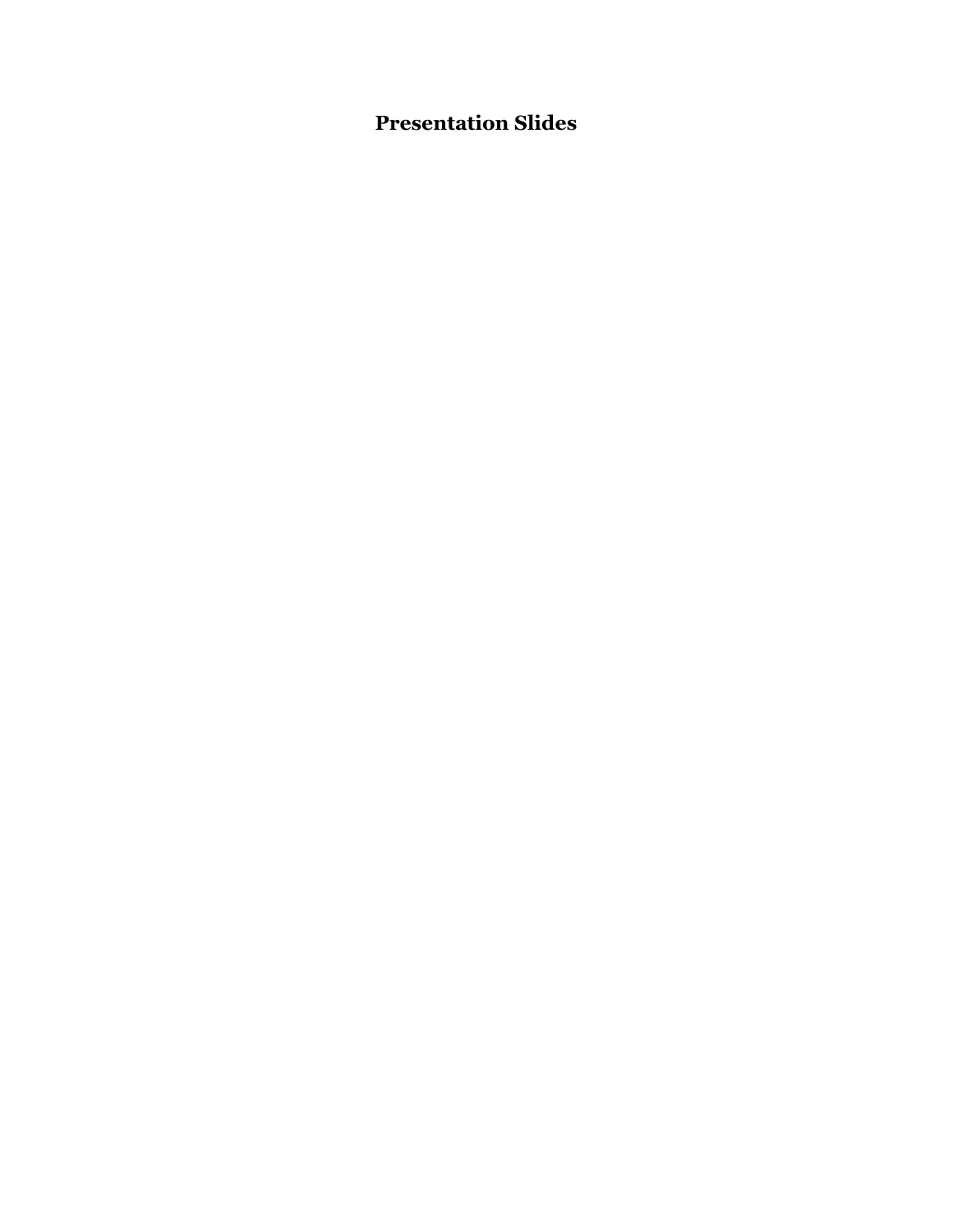## Presentation Slides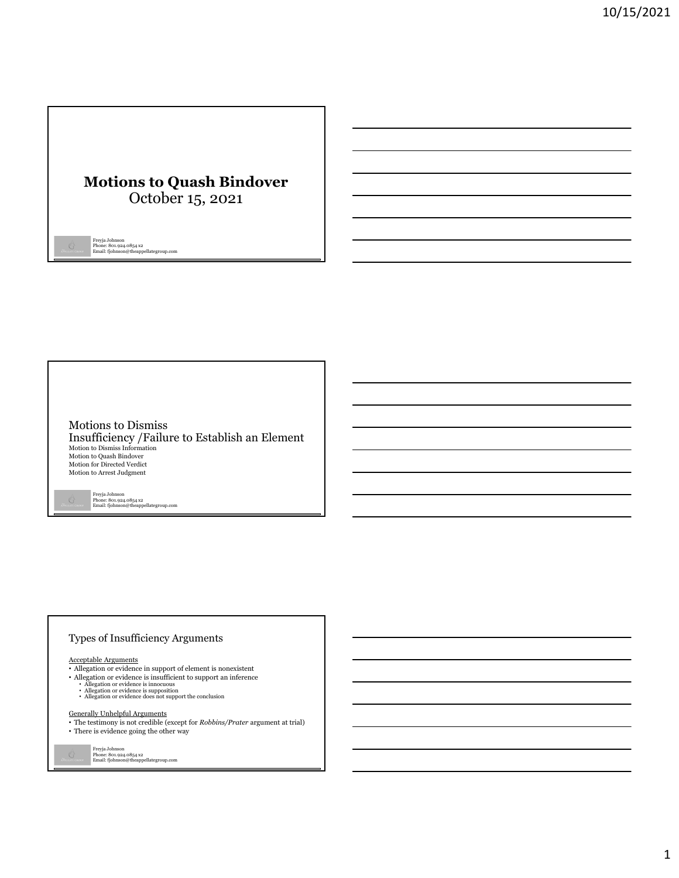# Motions to Quash Bindover

October 15, 2021

Freyja Johnson
Phone: 801.924.0854 x2
Email: fjohnson@theappellategroup.com

---

## Motions to Dismiss

## Insufficiency /Failure to Establish an Element

Motion to Dismiss Information
Motion to Quash Bindover
Motion for Directed Verdict
Motion to Arrest Judgment

Freyja Johnson
Phone: 801.924.0854 x2
Email: fjohnson@theappellategroup.com

---

## Types of Insufficiency Arguments

Acceptable Arguments

- Allegation or evidence in support of element is nonexistent
- Allegation or evidence is insufficient to support an inference
  - Allegation or evidence is innocuous
  - Allegation or evidence is supposition
  - Allegation or evidence does not support the conclusion

Generally Unhelpful Arguments

- The testimony is not credible (except for *Robbins/Prater* argument at trial)
- There is evidence going the other way

Freyja Johnson
Phone: 801.924.0854 x2
Email: fjohnson@theappellategroup.com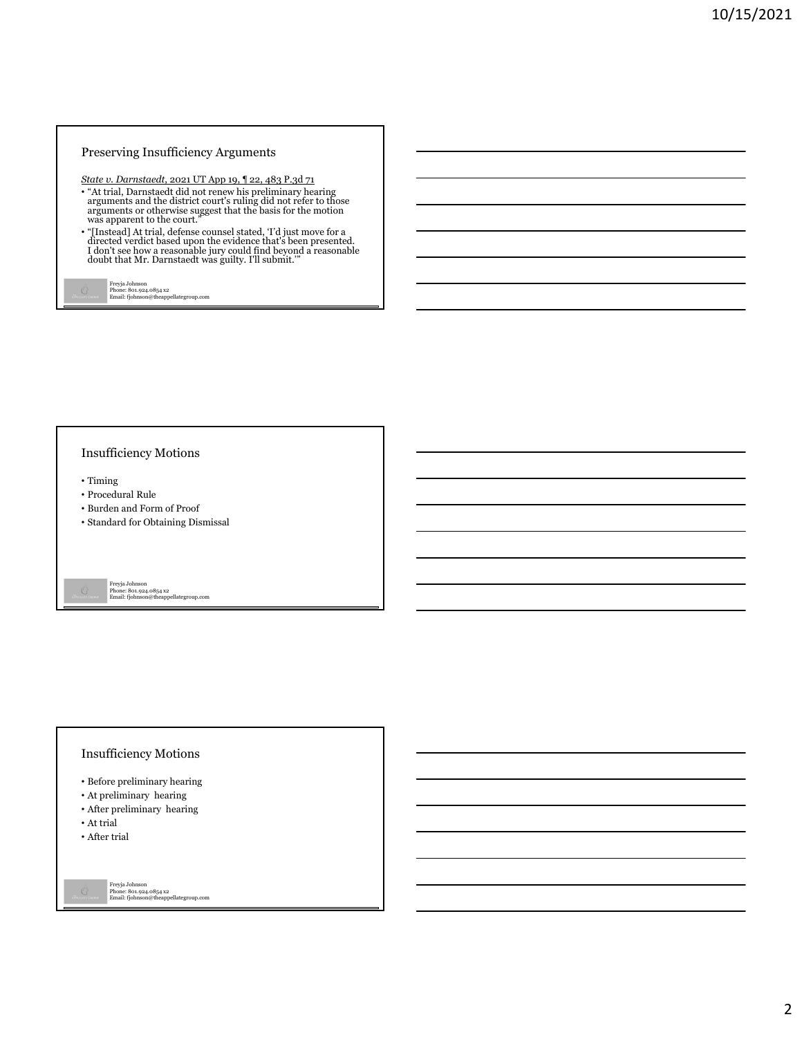## Preserving Insufficiency Arguments

*State v. Darnstaedt*, 2021 UT App 19, ¶ 22, 483 P.3d 71

- "At trial, Darnstaedt did not renew his preliminary hearing arguments and the district court's ruling did not refer to those arguments or otherwise suggest that the basis for the motion was apparent to the court."
- "[Instead] At trial, defense counsel stated, 'I'd just move for a directed verdict based upon the evidence that's been presented. I don't see how a reasonable jury could find beyond a reasonable doubt that Mr. Darnstaedt was guilty. I'll submit.'"

Freyja Johnson
Phone: 801.924.0854 x2
Email: fjohnson@theappellategroup.com

## Insufficiency Motions

- Timing
- Procedural Rule
- Burden and Form of Proof
- Standard for Obtaining Dismissal

Freyja Johnson
Phone: 801.924.0854 x2
Email: fjohnson@theappellategroup.com

## Insufficiency Motions

- Before preliminary hearing
- At preliminary hearing
- After preliminary hearing
- At trial
- After trial

Freyja Johnson
Phone: 801.924.0854 x2
Email: fjohnson@theappellategroup.com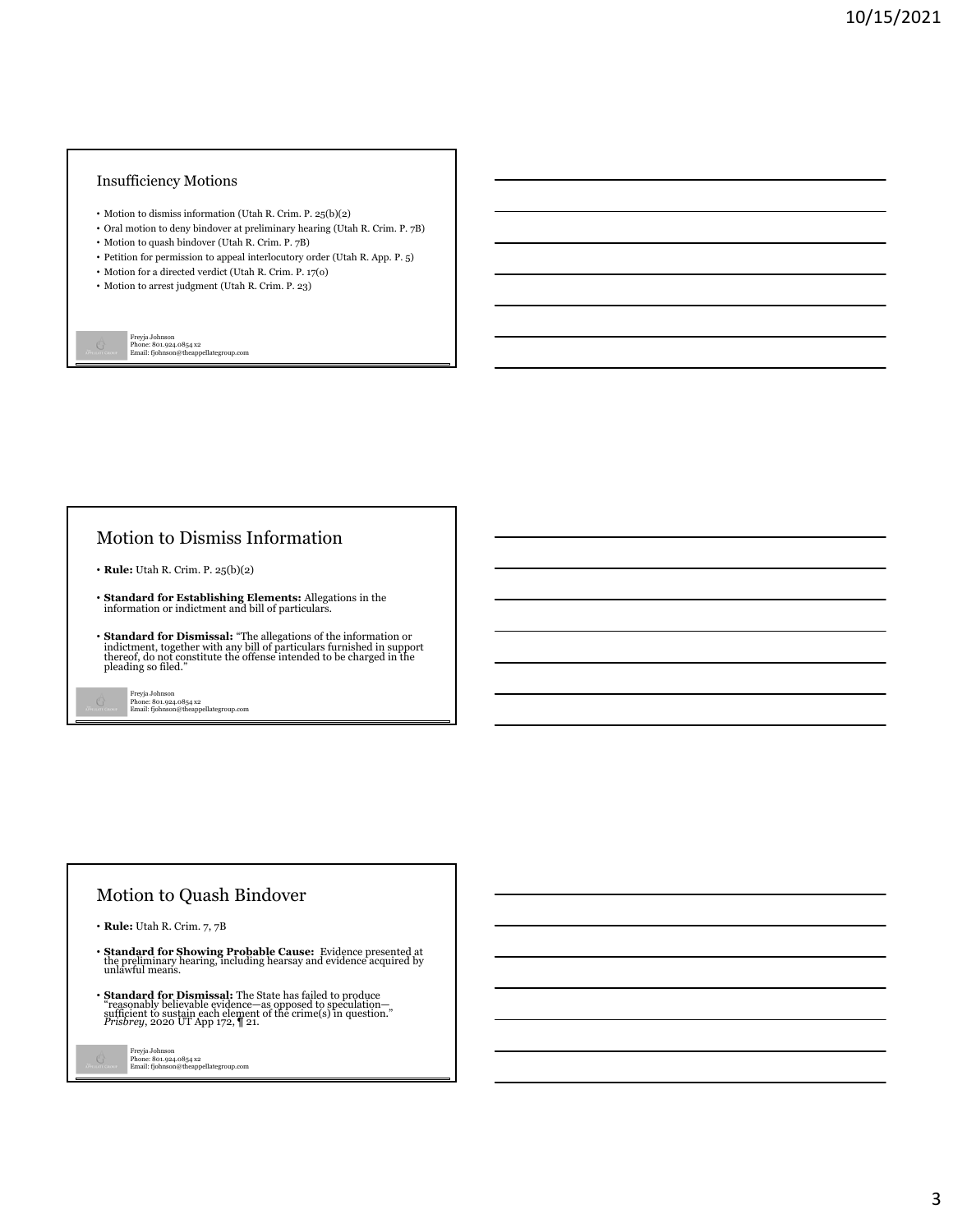## Insufficiency Motions

- Motion to dismiss information (Utah R. Crim. P. 25(b)(2)
- Oral motion to deny bindover at preliminary hearing (Utah R. Crim. P. 7B)
- Motion to quash bindover (Utah R. Crim. P. 7B)
- Petition for permission to appeal interlocutory order (Utah R. App. P. 5)
- Motion for a directed verdict (Utah R. Crim. P. 17(o)
- Motion to arrest judgment (Utah R. Crim. P. 23)

Freyja Johnson
Phone: 801.924.0854 x2
Email: fjohnson@theappellategroup.com

## Motion to Dismiss Information

- **Rule:** Utah R. Crim. P. 25(b)(2)
- **Standard for Establishing Elements:** Allegations in the information or indictment and bill of particulars.
- **Standard for Dismissal:** "The allegations of the information or indictment, together with any bill of particulars furnished in support thereof, do not constitute the offense intended to be charged in the pleading so filed."

Freyja Johnson
Phone: 801.924.0854 x2
Email: fjohnson@theappellategroup.com

## Motion to Quash Bindover

- **Rule:** Utah R. Crim. 7, 7B
- **Standard for Showing Probable Cause:** Evidence presented at the preliminary hearing, including hearsay and evidence acquired by unlawful means.
- **Standard for Dismissal:** The State has failed to produce "reasonably believable evidence—as opposed to speculation—sufficient to sustain each element of the crime(s) in question." *Prisbrey*, 2020 UT App 172, ¶ 21.

Freyja Johnson
Phone: 801.924.0854 x2
Email: fjohnson@theappellategroup.com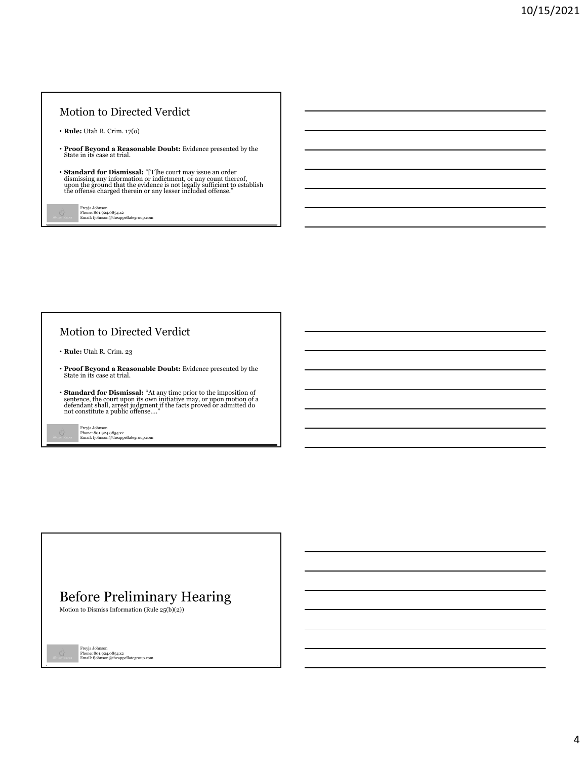## Motion to Directed Verdict

- **Rule:** Utah R. Crim. 17(o)
- **Proof Beyond a Reasonable Doubt:** Evidence presented by the State in its case at trial.
- **Standard for Dismissal:** "[T]he court may issue an order dismissing any information or indictment, or any count thereof, upon the ground that the evidence is not legally sufficient to establish the offense charged therein or any lesser included offense."

Freyja Johnson
Phone: 801.924.0854 x2
Email: fjohnson@theappellategroup.com

## Motion to Directed Verdict

- **Rule:** Utah R. Crim. 23
- **Proof Beyond a Reasonable Doubt:** Evidence presented by the State in its case at trial.
- **Standard for Dismissal:** "At any time prior to the imposition of sentence, the court upon its own initiative may, or upon motion of a defendant shall, arrest judgment if the facts proved or admitted do not constitute a public offense…."

Freyja Johnson
Phone: 801.924.0854 x2
Email: fjohnson@theappellategroup.com

## Before Preliminary Hearing

Motion to Dismiss Information (Rule 25(b)(2))

Freyja Johnson
Phone: 801.924.0854 x2
Email: fjohnson@theappellategroup.com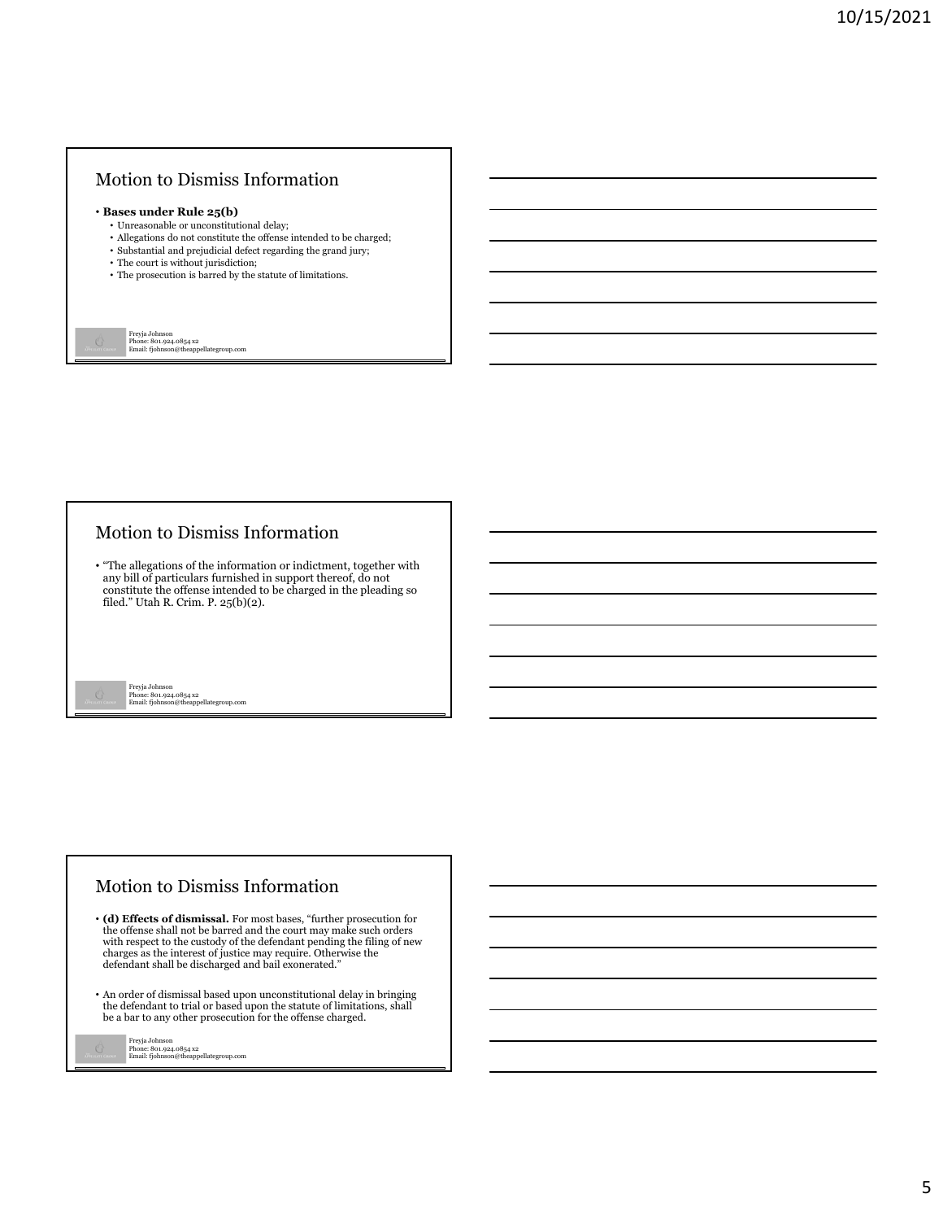## Motion to Dismiss Information

- **Bases under Rule 25(b)**
  - Unreasonable or unconstitutional delay;
  - Allegations do not constitute the offense intended to be charged;
  - Substantial and prejudicial defect regarding the grand jury;
  - The court is without jurisdiction;
  - The prosecution is barred by the statute of limitations.

Freyja Johnson
Phone: 801.924.0854 x2
Email: fjohnson@theappellategroup.com

## Motion to Dismiss Information

- "The allegations of the information or indictment, together with any bill of particulars furnished in support thereof, do not constitute the offense intended to be charged in the pleading so filed." Utah R. Crim. P. 25(b)(2).

Freyja Johnson
Phone: 801.924.0854 x2
Email: fjohnson@theappellategroup.com

## Motion to Dismiss Information

- **(d) Effects of dismissal.** For most bases, "further prosecution for the offense shall not be barred and the court may make such orders with respect to the custody of the defendant pending the filing of new charges as the interest of justice may require. Otherwise the defendant shall be discharged and bail exonerated."

- An order of dismissal based upon unconstitutional delay in bringing the defendant to trial or based upon the statute of limitations, shall be a bar to any other prosecution for the offense charged.

Freyja Johnson
Phone: 801.924.0854 x2
Email: fjohnson@theappellategroup.com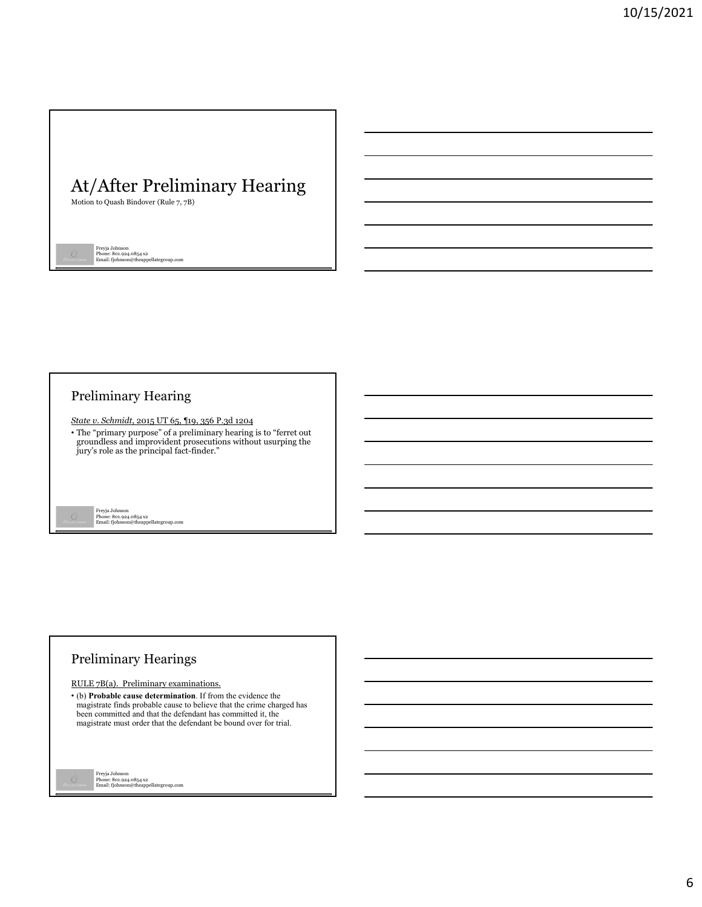# At/After Preliminary Hearing

Motion to Quash Bindover (Rule 7, 7B)

Freyja Johnson
Phone: 801.924.0854 x2
Email: fjohnson@theappellategroup.com

## Preliminary Hearing

*State v. Schmidt*, 2015 UT 65, ¶19, 356 P.3d 1204

- The "primary purpose" of a preliminary hearing is to "ferret out groundless and improvident prosecutions without usurping the jury's role as the principal fact-finder."

Freyja Johnson
Phone: 801.924.0854 x2
Email: fjohnson@theappellategroup.com

## Preliminary Hearings

RULE 7B(a). Preliminary examinations.

- (b) **Probable cause determination**. If from the evidence the magistrate finds probable cause to believe that the crime charged has been committed and that the defendant has committed it, the magistrate must order that the defendant be bound over for trial.

Freyja Johnson
Phone: 801.924.0854 x2
Email: fjohnson@theappellategroup.com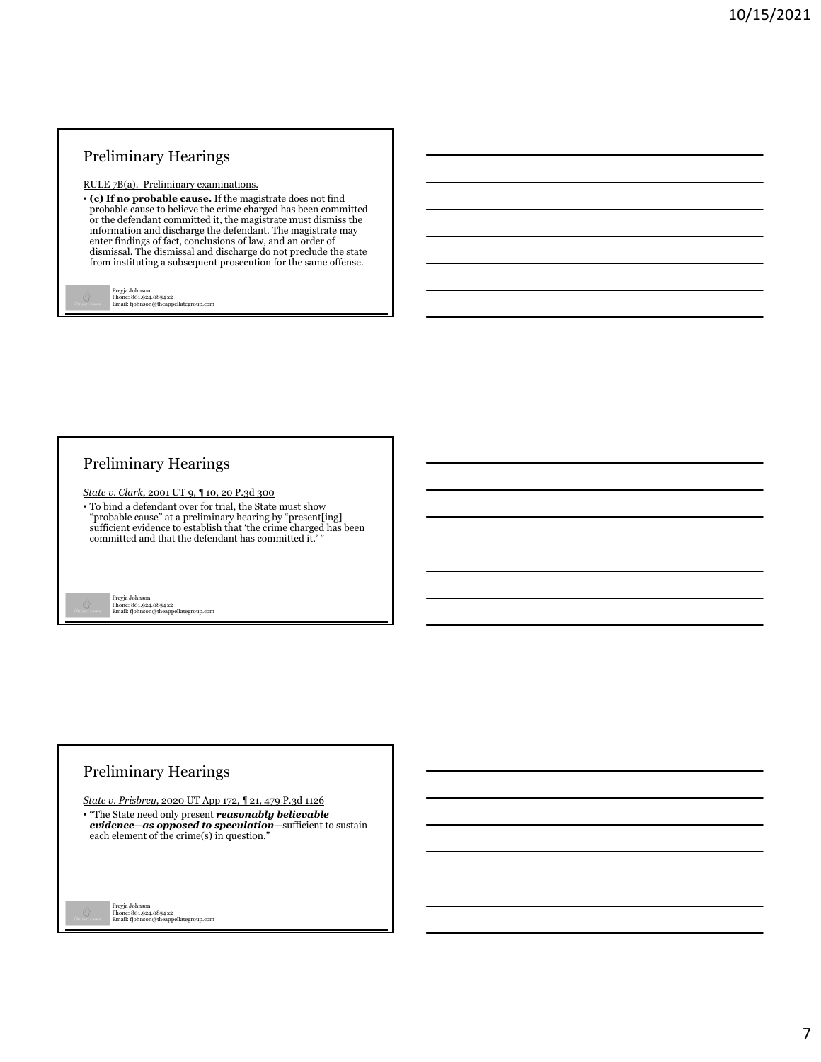## Preliminary Hearings

RULE 7B(a). Preliminary examinations.

- **(c) If no probable cause.** If the magistrate does not find probable cause to believe the crime charged has been committed or the defendant committed it, the magistrate must dismiss the information and discharge the defendant. The magistrate may enter findings of fact, conclusions of law, and an order of dismissal. The dismissal and discharge do not preclude the state from instituting a subsequent prosecution for the same offense.

Freyja Johnson
Phone: 801.924.0854 x2
Email: fjohnson@theappellategroup.com

## Preliminary Hearings

*State v. Clark*, 2001 UT 9, ¶ 10, 20 P.3d 300

- To bind a defendant over for trial, the State must show "probable cause" at a preliminary hearing by "present[ing] sufficient evidence to establish that 'the crime charged has been committed and that the defendant has committed it.' "

Freyja Johnson
Phone: 801.924.0854 x2
Email: fjohnson@theappellategroup.com

## Preliminary Hearings

*State v. Prisbrey*, 2020 UT App 172, ¶ 21, 479 P.3d 1126

- "The State need only present ***reasonably believable evidence—as opposed to speculation***—sufficient to sustain each element of the crime(s) in question."

Freyja Johnson
Phone: 801.924.0854 x2
Email: fjohnson@theappellategroup.com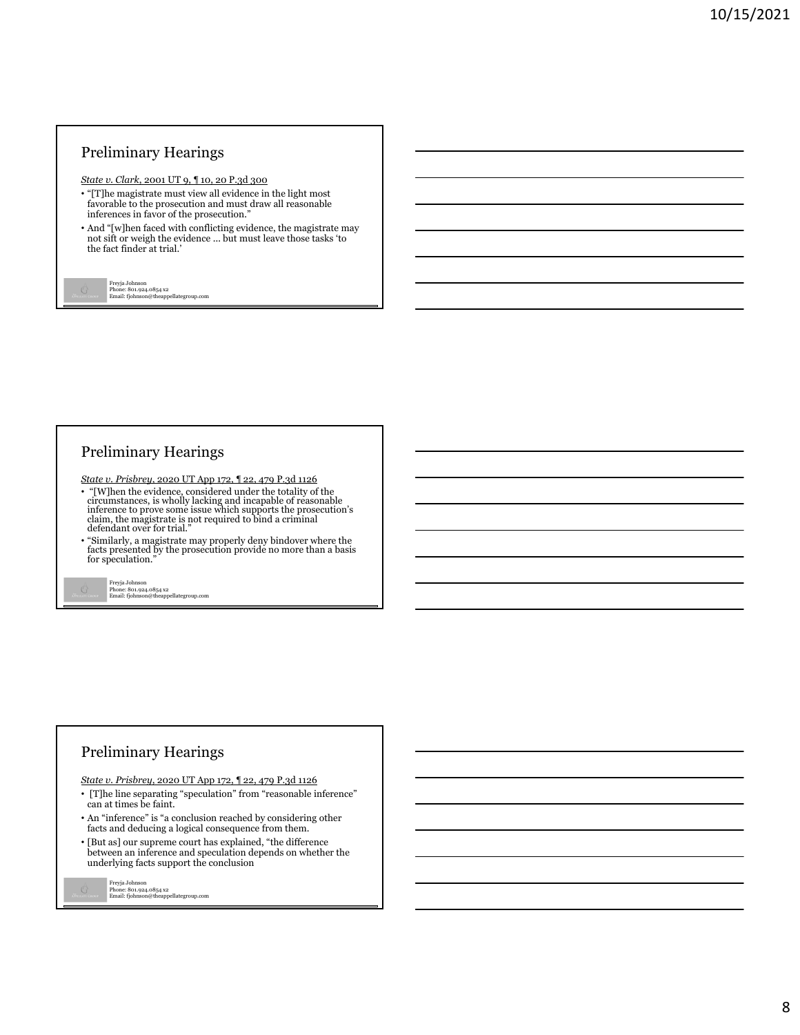## Preliminary Hearings

*State v. Clark*, 2001 UT 9, ¶ 10, 20 P.3d 300

- "[T]he magistrate must view all evidence in the light most favorable to the prosecution and must draw all reasonable inferences in favor of the prosecution."
- And "[w]hen faced with conflicting evidence, the magistrate may not sift or weigh the evidence ... but must leave those tasks 'to the fact finder at trial.'

Freyja Johnson
Phone: 801.924.0854 x2
Email: fjohnson@theappellategroup.com

## Preliminary Hearings

*State v. Prisbrey*, 2020 UT App 172, ¶ 22, 479 P.3d 1126

- "[W]hen the evidence, considered under the totality of the circumstances, is wholly lacking and incapable of reasonable inference to prove some issue which supports the prosecution's claim, the magistrate is not required to bind a criminal defendant over for trial."
- "Similarly, a magistrate may properly deny bindover where the facts presented by the prosecution provide no more than a basis for speculation."

Freyja Johnson
Phone: 801.924.0854 x2
Email: fjohnson@theappellategroup.com

## Preliminary Hearings

*State v. Prisbrey*, 2020 UT App 172, ¶ 22, 479 P.3d 1126

- [T]he line separating "speculation" from "reasonable inference" can at times be faint.
- An "inference" is "a conclusion reached by considering other facts and deducing a logical consequence from them.
- [But as] our supreme court has explained, "the difference between an inference and speculation depends on whether the underlying facts support the conclusion

Freyja Johnson
Phone: 801.924.0854 x2
Email: fjohnson@theappellategroup.com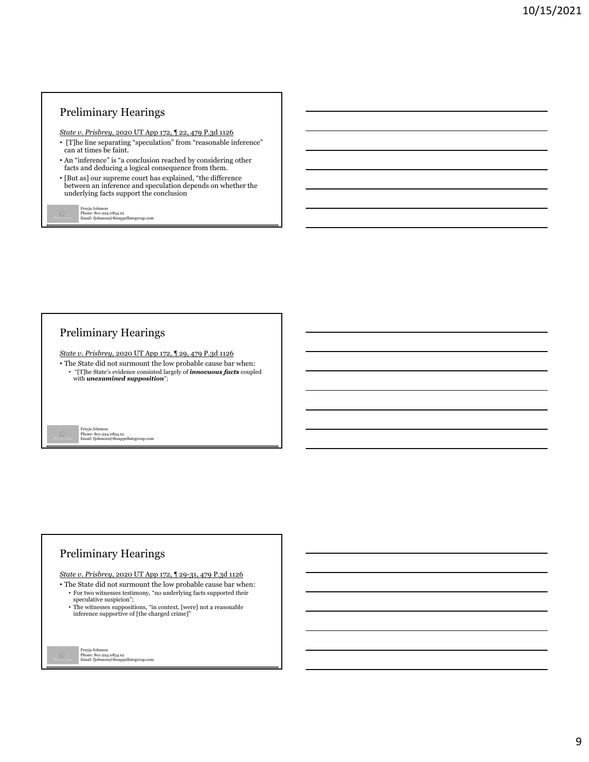## Preliminary Hearings

*State v. Prisbrey*, 2020 UT App 172, ¶ 22, 479 P.3d 1126

- [T]he line separating "speculation" from "reasonable inference" can at times be faint.
- An "inference" is "a conclusion reached by considering other facts and deducing a logical consequence from them.
- [But as] our supreme court has explained, "the difference between an inference and speculation depends on whether the underlying facts support the conclusion

Freyja Johnson
Phone: 801.924.0854 x2
Email: fjohnson@theappellategroup.com

## Preliminary Hearings

*State v. Prisbrey*, 2020 UT App 172, ¶ 29, 479 P.3d 1126

- The State did not surmount the low probable cause bar when:
  - "[T]he State's evidence consisted largely of ***innocuous facts*** coupled with ***unexamined supposition***";

Freyja Johnson
Phone: 801.924.0854 x2
Email: fjohnson@theappellategroup.com

## Preliminary Hearings

*State v. Prisbrey*, 2020 UT App 172, ¶ 29-31, 479 P.3d 1126

- The State did not surmount the low probable cause bar when:
  - For two witnesses testimony, "no underlying facts supported their speculative suspicion";
  - The witnesses suppositions, "in context, [were] not a reasonable inference supportive of [the charged crime]"

Freyja Johnson
Phone: 801.924.0854 x2
Email: fjohnson@theappellategroup.com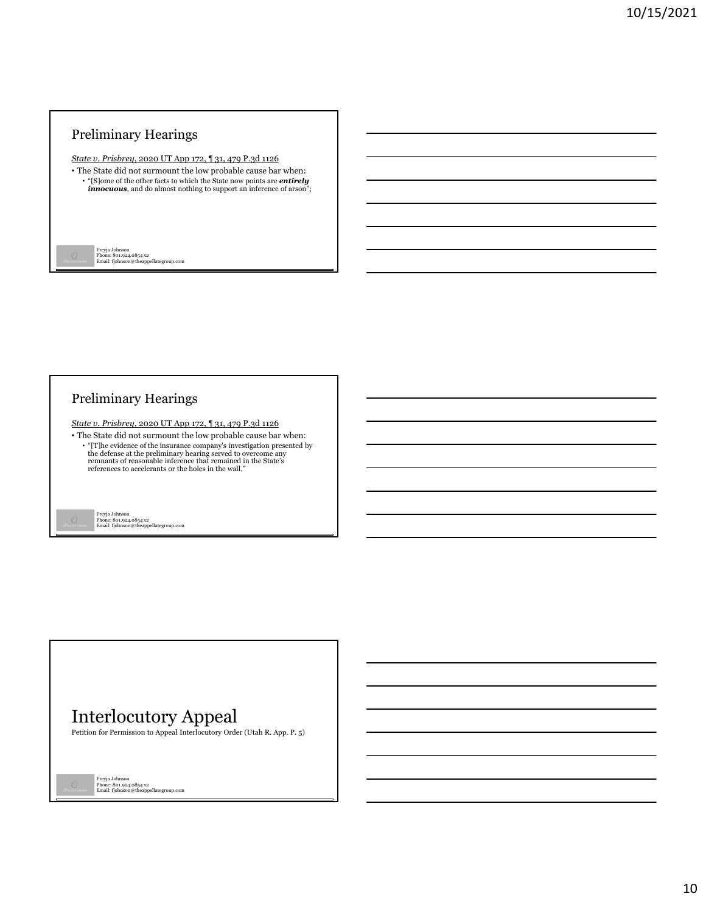## Preliminary Hearings

*State v. Prisbrey*, 2020 UT App 172, ¶ 31, 479 P.3d 1126

- The State did not surmount the low probable cause bar when:
  - "[S]ome of the other facts to which the State now points are ***entirely innocuous***, and do almost nothing to support an inference of arson";

Freyja Johnson
Phone: 801.924.0854 x2
Email: fjohnson@theappellategroup.com

## Preliminary Hearings

*State v. Prisbrey*, 2020 UT App 172, ¶ 31, 479 P.3d 1126

- The State did not surmount the low probable cause bar when:
  - "[T]he evidence of the insurance company's investigation presented by the defense at the preliminary hearing served to overcome any remnants of reasonable inference that remained in the State's references to accelerants or the holes in the wall."

Freyja Johnson
Phone: 801.924.0854 x2
Email: fjohnson@theappellategroup.com

# Interlocutory Appeal

Petition for Permission to Appeal Interlocutory Order (Utah R. App. P. 5)

Freyja Johnson
Phone: 801.924.0854 x2
Email: fjohnson@theappellategroup.com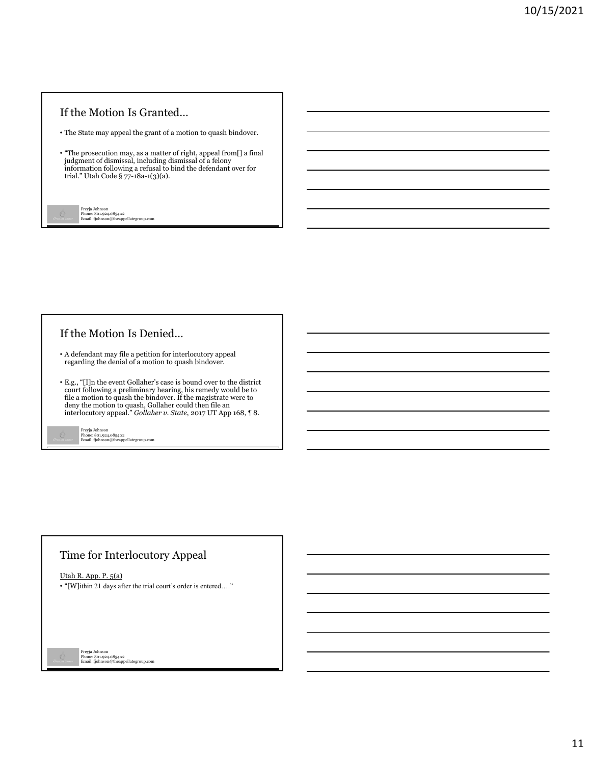## If the Motion Is Granted…

- The State may appeal the grant of a motion to quash bindover.
- "The prosecution may, as a matter of right, appeal from[] a final judgment of dismissal, including dismissal of a felony information following a refusal to bind the defendant over for trial." Utah Code § 77-18a-1(3)(a).

Freyja Johnson
Phone: 801.924.0854 x2
Email: fjohnson@theappellategroup.com

## If the Motion Is Denied…

- A defendant may file a petition for interlocutory appeal regarding the denial of a motion to quash bindover.
- E.g., "[I]n the event Gollaher's case is bound over to the district court following a preliminary hearing, his remedy would be to file a motion to quash the bindover. If the magistrate were to deny the motion to quash, Gollaher could then file an interlocutory appeal." *Gollaher v. State*, 2017 UT App 168, ¶ 8.

Freyja Johnson
Phone: 801.924.0854 x2
Email: fjohnson@theappellategroup.com

## Time for Interlocutory Appeal

Utah R. App. P. 5(a)

- "[W]ithin 21 days after the trial court's order is entered…."

Freyja Johnson
Phone: 801.924.0854 x2
Email: fjohnson@theappellategroup.com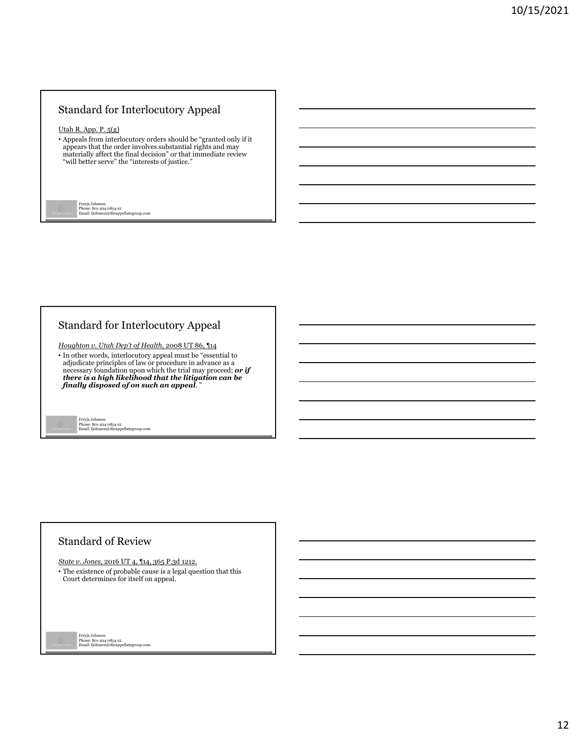## Standard for Interlocutory Appeal

Utah R. App. P. 5(g)

- Appeals from interlocutory orders should be "granted only if it appears that the order involves substantial rights and may materially affect the final decision" or that immediate review "will better serve" the "interests of justice."

Freyja Johnson
Phone: 801.924.0854 x2
Email: fjohnson@theappellategroup.com

## Standard for Interlocutory Appeal

*Houghton v. Utah Dep't of Health*, 2008 UT 86, ¶14

- In other words, interlocutory appeal must be "essential to adjudicate principles of law or procedure in advance as a necessary foundation upon which the trial may proceed; ***or if there is a high likelihood that the litigation can be finally disposed of on such an appeal***."

Freyja Johnson
Phone: 801.924.0854 x2
Email: fjohnson@theappellategroup.com

## Standard of Review

*State v. Jones*, 2016 UT 4, ¶14, 365 P.3d 1212.

- The existence of probable cause is a legal question that this Court determines for itself on appeal.

Freyja Johnson
Phone: 801.924.0854 x2
Email: fjohnson@theappellategroup.com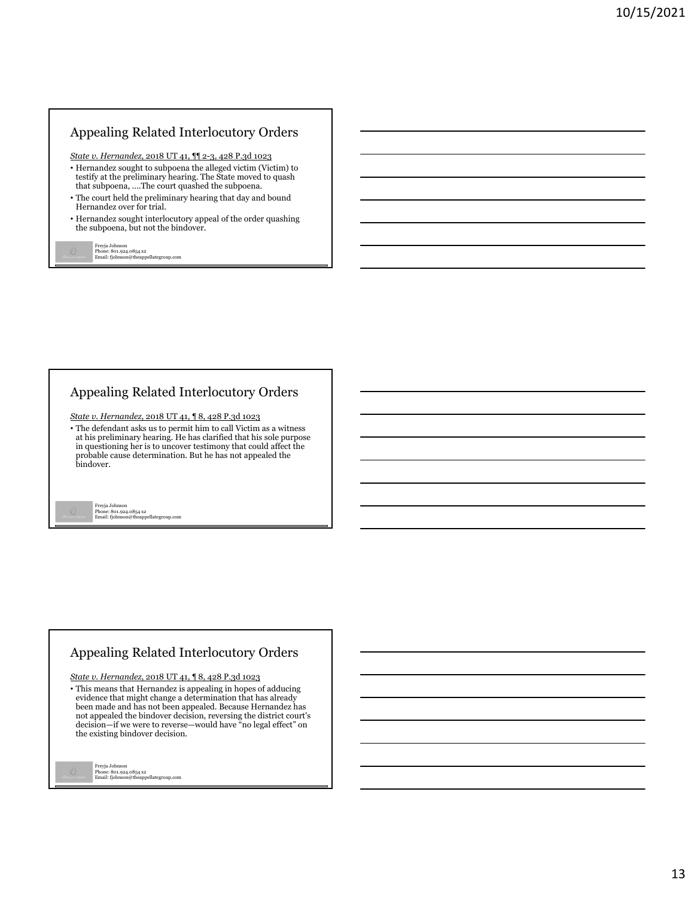## Appealing Related Interlocutory Orders

*State v. Hernandez*, 2018 UT 41, ¶¶ 2-3, 428 P.3d 1023

- Hernandez sought to subpoena the alleged victim (Victim) to testify at the preliminary hearing. The State moved to quash that subpoena, ….The court quashed the subpoena.
- The court held the preliminary hearing that day and bound Hernandez over for trial.
- Hernandez sought interlocutory appeal of the order quashing the subpoena, but not the bindover.

Freyja Johnson
Phone: 801.924.0854 x2
Email: fjohnson@theappellategroup.com

## Appealing Related Interlocutory Orders

*State v. Hernandez*, 2018 UT 41, ¶ 8, 428 P.3d 1023

- The defendant asks us to permit him to call Victim as a witness at his preliminary hearing. He has clarified that his sole purpose in questioning her is to uncover testimony that could affect the probable cause determination. But he has not appealed the bindover.

Freyja Johnson
Phone: 801.924.0854 x2
Email: fjohnson@theappellategroup.com

## Appealing Related Interlocutory Orders

*State v. Hernandez*, 2018 UT 41, ¶ 8, 428 P.3d 1023

- This means that Hernandez is appealing in hopes of adducing evidence that might change a determination that has already been made and has not been appealed. Because Hernandez has not appealed the bindover decision, reversing the district court's decision—if we were to reverse—would have "no legal effect" on the existing bindover decision.

Freyja Johnson
Phone: 801.924.0854 x2
Email: fjohnson@theappellategroup.com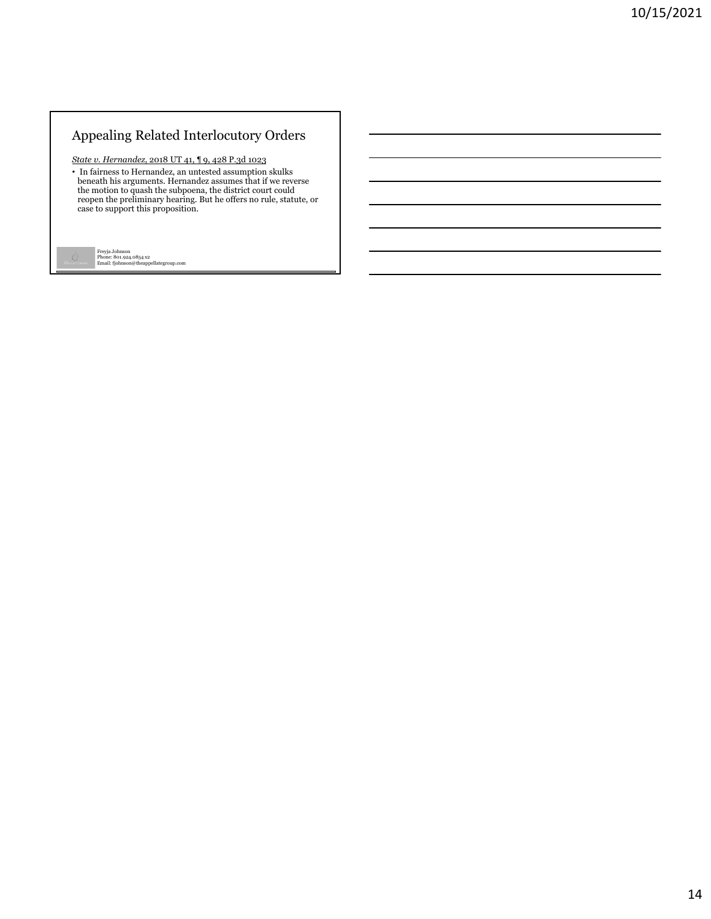## Appealing Related Interlocutory Orders

State v. Hernandez, 2018 UT 41, ¶ 9, 428 P.3d 1023

- In fairness to Hernandez, an untested assumption skulks beneath his arguments. Hernandez assumes that if we reverse the motion to quash the subpoena, the district court could reopen the preliminary hearing. But he offers no rule, statute, or case to support this proposition.

Freyja Johnson
Phone: 801.924.0854 x2
Email: fjohnson@theappellategroup.com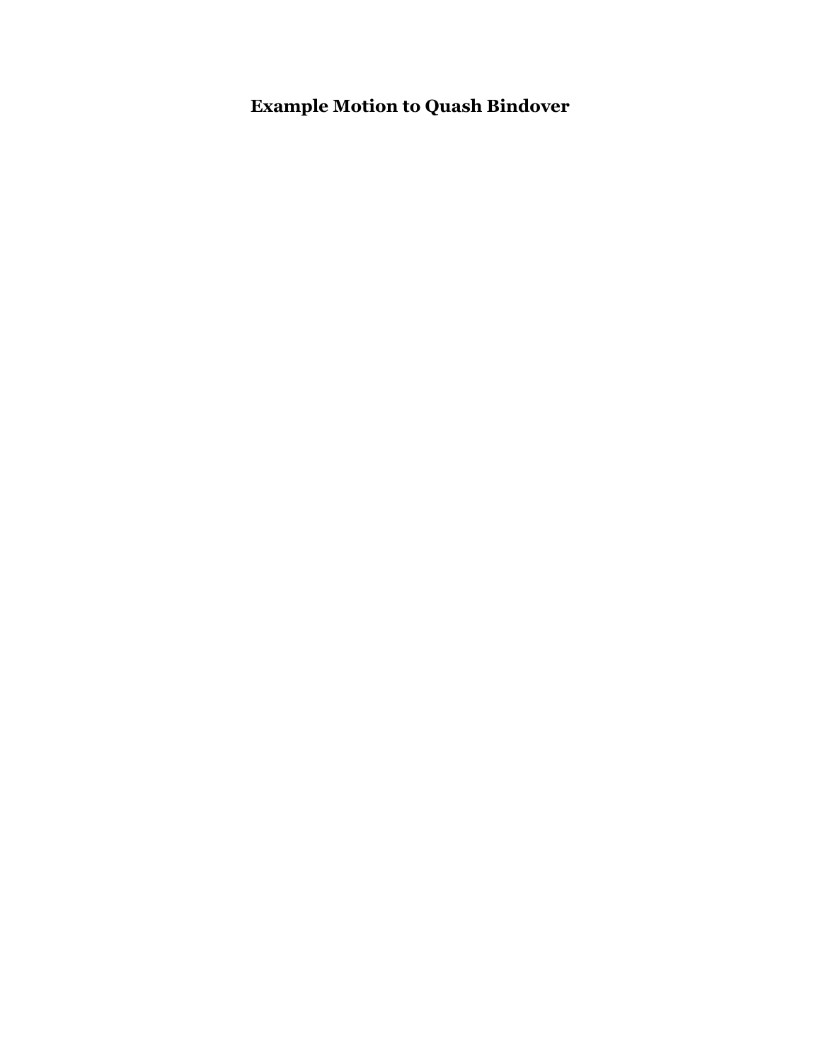# Example Motion to Quash Bindover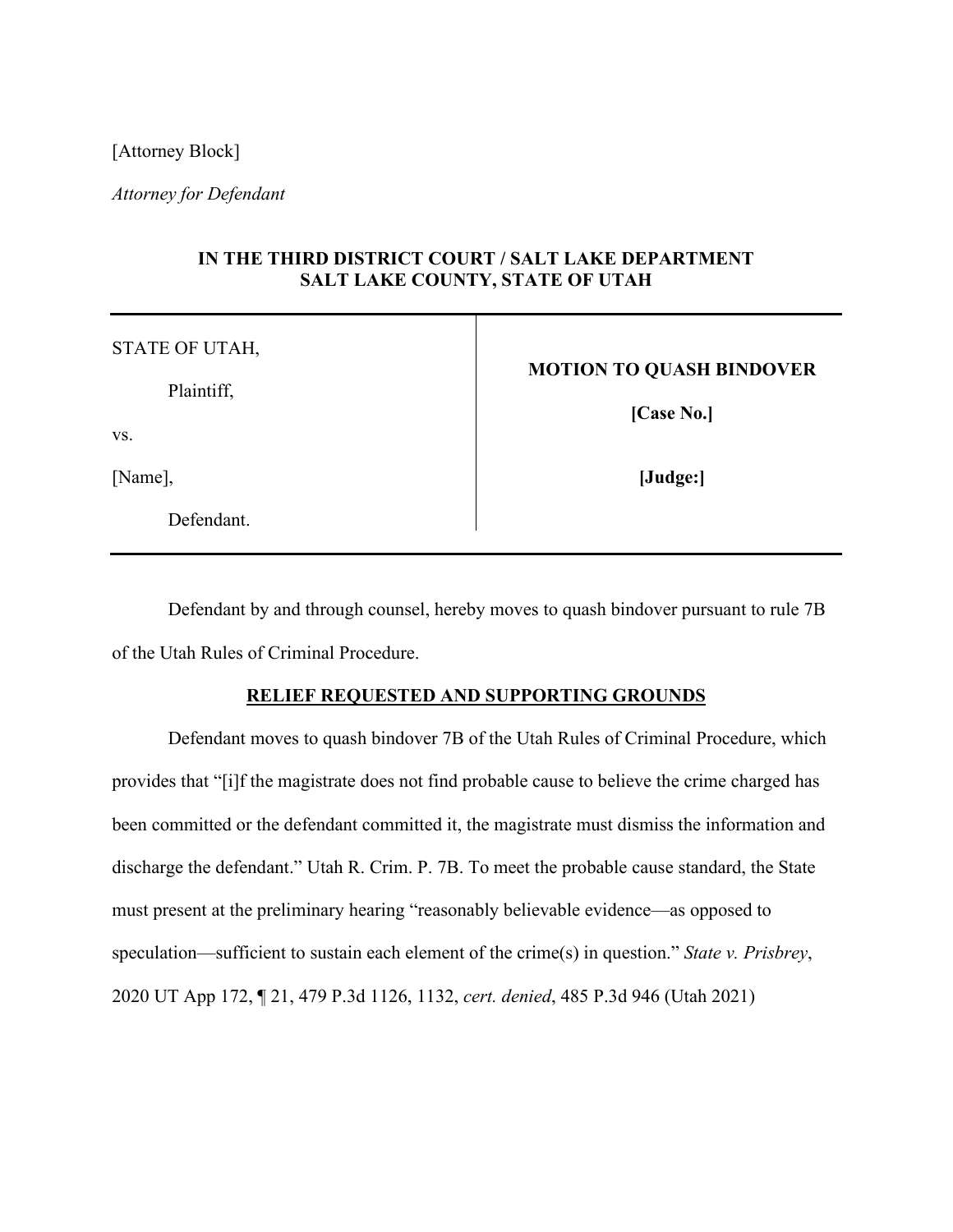[Attorney Block]

*Attorney for Defendant*

**IN THE THIRD DISTRICT COURT / SALT LAKE DEPARTMENT**
**SALT LAKE COUNTY, STATE OF UTAH**

| STATE OF UTAH, Plaintiff, vs. [Name], Defendant. | **MOTION TO QUASH BINDOVER** **[Case No.]** **[Judge:]** |
|---|---|

Defendant by and through counsel, hereby moves to quash bindover pursuant to rule 7B of the Utah Rules of Criminal Procedure.

**RELIEF REQUESTED AND SUPPORTING GROUNDS**

Defendant moves to quash bindover 7B of the Utah Rules of Criminal Procedure, which provides that "[i]f the magistrate does not find probable cause to believe the crime charged has been committed or the defendant committed it, the magistrate must dismiss the information and discharge the defendant." Utah R. Crim. P. 7B. To meet the probable cause standard, the State must present at the preliminary hearing "reasonably believable evidence—as opposed to speculation—sufficient to sustain each element of the crime(s) in question." *State v. Prisbrey*, 2020 UT App 172, ¶ 21, 479 P.3d 1126, 1132, *cert. denied*, 485 P.3d 946 (Utah 2021)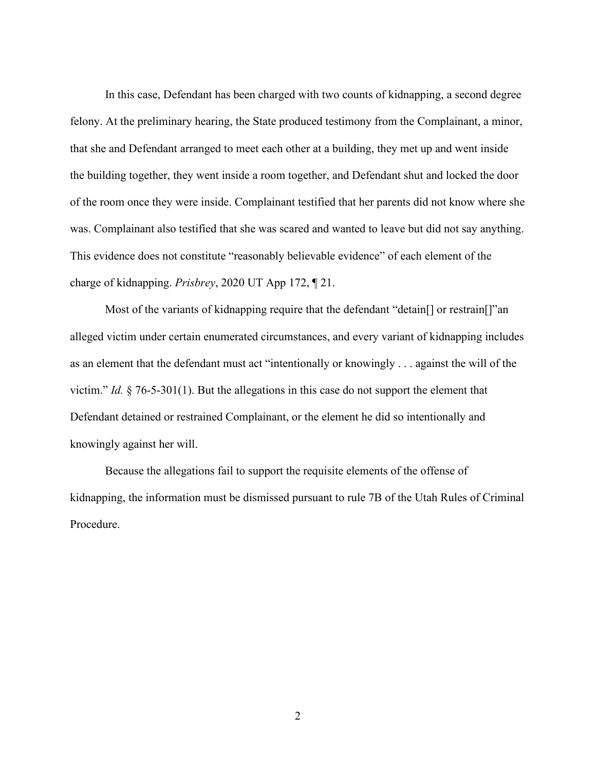In this case, Defendant has been charged with two counts of kidnapping, a second degree felony. At the preliminary hearing, the State produced testimony from the Complainant, a minor, that she and Defendant arranged to meet each other at a building, they met up and went inside the building together, they went inside a room together, and Defendant shut and locked the door of the room once they were inside. Complainant testified that her parents did not know where she was. Complainant also testified that she was scared and wanted to leave but did not say anything. This evidence does not constitute "reasonably believable evidence" of each element of the charge of kidnapping. *Prisbrey*, 2020 UT App 172, ¶ 21.

Most of the variants of kidnapping require that the defendant "detain[] or restrain[]"an alleged victim under certain enumerated circumstances, and every variant of kidnapping includes as an element that the defendant must act "intentionally or knowingly . . . against the will of the victim." *Id.* § 76-5-301(1). But the allegations in this case do not support the element that Defendant detained or restrained Complainant, or the element he did so intentionally and knowingly against her will.

Because the allegations fail to support the requisite elements of the offense of kidnapping, the information must be dismissed pursuant to rule 7B of the Utah Rules of Criminal Procedure.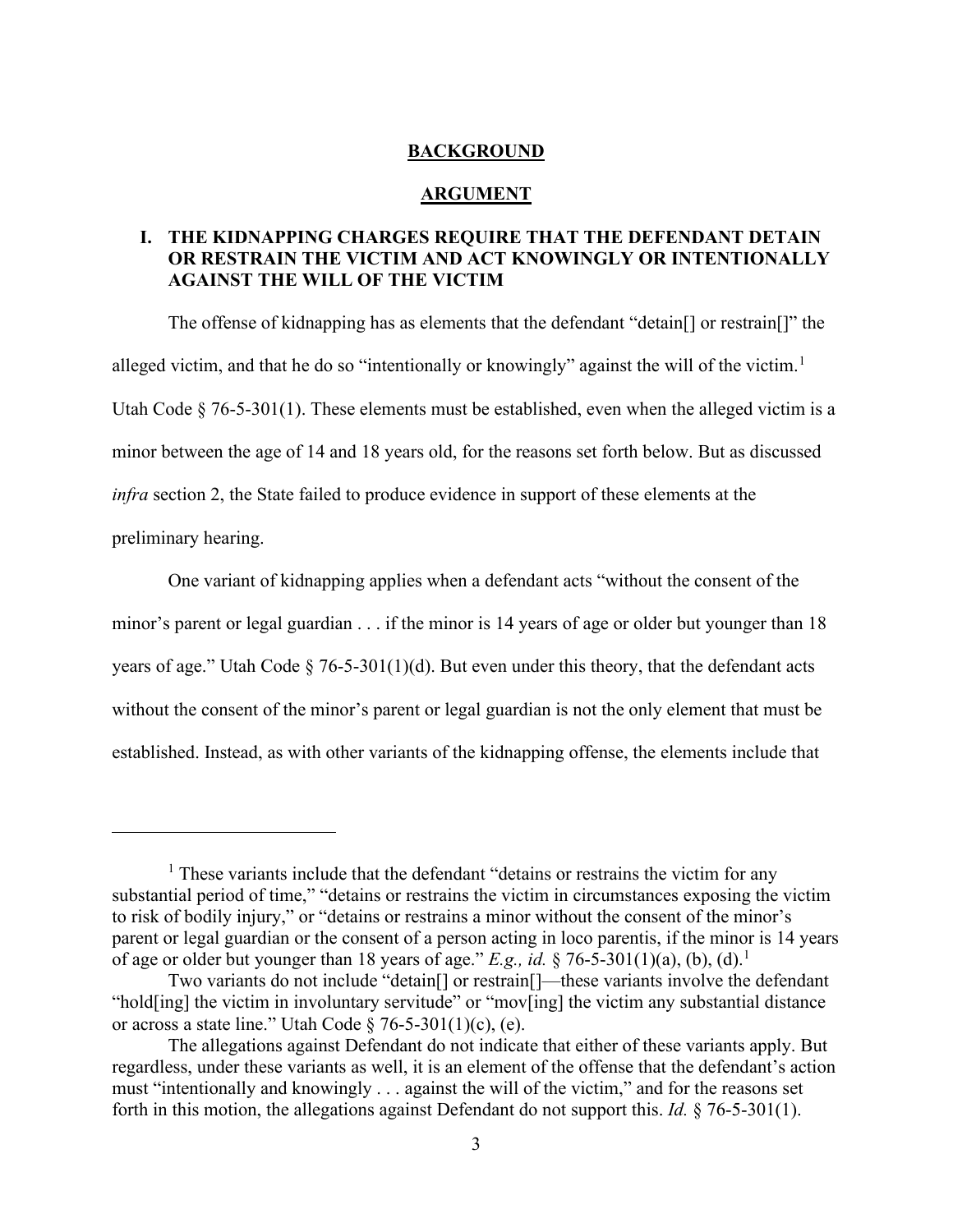## BACKGROUND

## ARGUMENT

### I. THE KIDNAPPING CHARGES REQUIRE THAT THE DEFENDANT DETAIN OR RESTRAIN THE VICTIM AND ACT KNOWINGLY OR INTENTIONALLY AGAINST THE WILL OF THE VICTIM

The offense of kidnapping has as elements that the defendant "detain[] or restrain[]" the alleged victim, and that he do so "intentionally or knowingly" against the will of the victim.[1] Utah Code § 76-5-301(1). These elements must be established, even when the alleged victim is a minor between the age of 14 and 18 years old, for the reasons set forth below. But as discussed *infra* section 2, the State failed to produce evidence in support of these elements at the preliminary hearing.

One variant of kidnapping applies when a defendant acts "without the consent of the minor's parent or legal guardian . . . if the minor is 14 years of age or older but younger than 18 years of age." Utah Code § 76-5-301(1)(d). But even under this theory, that the defendant acts without the consent of the minor's parent or legal guardian is not the only element that must be established. Instead, as with other variants of the kidnapping offense, the elements include that

---

[1] These variants include that the defendant "detains or restrains the victim for any substantial period of time," "detains or restrains the victim in circumstances exposing the victim to risk of bodily injury," or "detains or restrains a minor without the consent of the minor's parent or legal guardian or the consent of a person acting in loco parentis, if the minor is 14 years of age or older but younger than 18 years of age." *E.g., id.* § 76-5-301(1)(a), (b), (d).[1]

Two variants do not include "detain[] or restrain[]—these variants involve the defendant "hold[ing] the victim in involuntary servitude" or "mov[ing] the victim any substantial distance or across a state line." Utah Code § 76-5-301(1)(c), (e).

The allegations against Defendant do not indicate that either of these variants apply. But regardless, under these variants as well, it is an element of the offense that the defendant's action must "intentionally and knowingly . . . against the will of the victim," and for the reasons set forth in this motion, the allegations against Defendant do not support this. *Id.* § 76-5-301(1).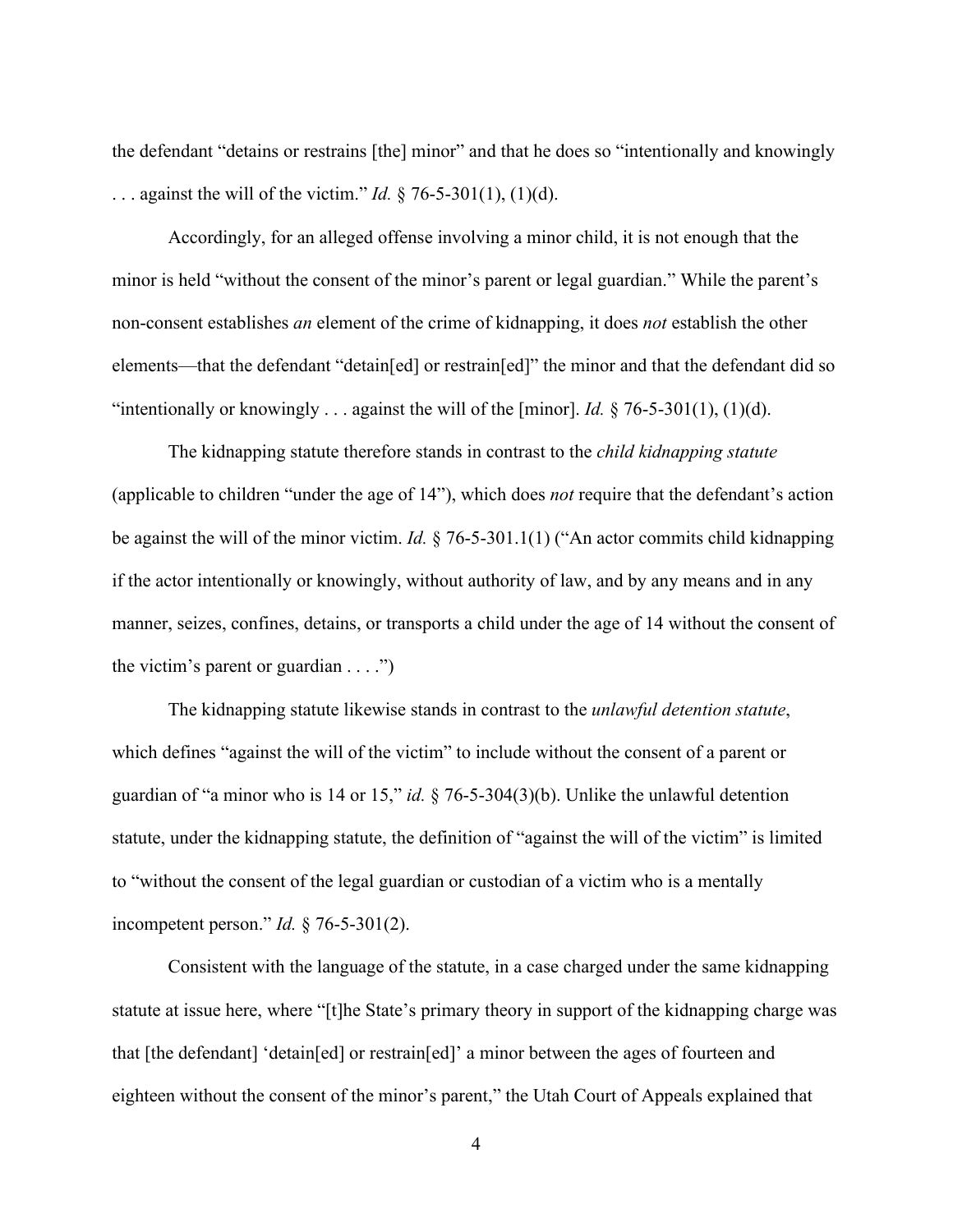the defendant "detains or restrains [the] minor" and that he does so "intentionally and knowingly . . . against the will of the victim." *Id.* § 76-5-301(1), (1)(d).

Accordingly, for an alleged offense involving a minor child, it is not enough that the minor is held "without the consent of the minor's parent or legal guardian." While the parent's non-consent establishes *an* element of the crime of kidnapping, it does *not* establish the other elements—that the defendant "detain[ed] or restrain[ed]" the minor and that the defendant did so "intentionally or knowingly . . . against the will of the [minor]. *Id.* § 76-5-301(1), (1)(d).

The kidnapping statute therefore stands in contrast to the *child kidnapping statute* (applicable to children "under the age of 14"), which does *not* require that the defendant's action be against the will of the minor victim. *Id.* § 76-5-301.1(1) ("An actor commits child kidnapping if the actor intentionally or knowingly, without authority of law, and by any means and in any manner, seizes, confines, detains, or transports a child under the age of 14 without the consent of the victim's parent or guardian . . . .")

The kidnapping statute likewise stands in contrast to the *unlawful detention statute*, which defines "against the will of the victim" to include without the consent of a parent or guardian of "a minor who is 14 or 15," *id.* § 76-5-304(3)(b). Unlike the unlawful detention statute, under the kidnapping statute, the definition of "against the will of the victim" is limited to "without the consent of the legal guardian or custodian of a victim who is a mentally incompetent person." *Id.* § 76-5-301(2).

Consistent with the language of the statute, in a case charged under the same kidnapping statute at issue here, where "[t]he State's primary theory in support of the kidnapping charge was that [the defendant] 'detain[ed] or restrain[ed]' a minor between the ages of fourteen and eighteen without the consent of the minor's parent," the Utah Court of Appeals explained that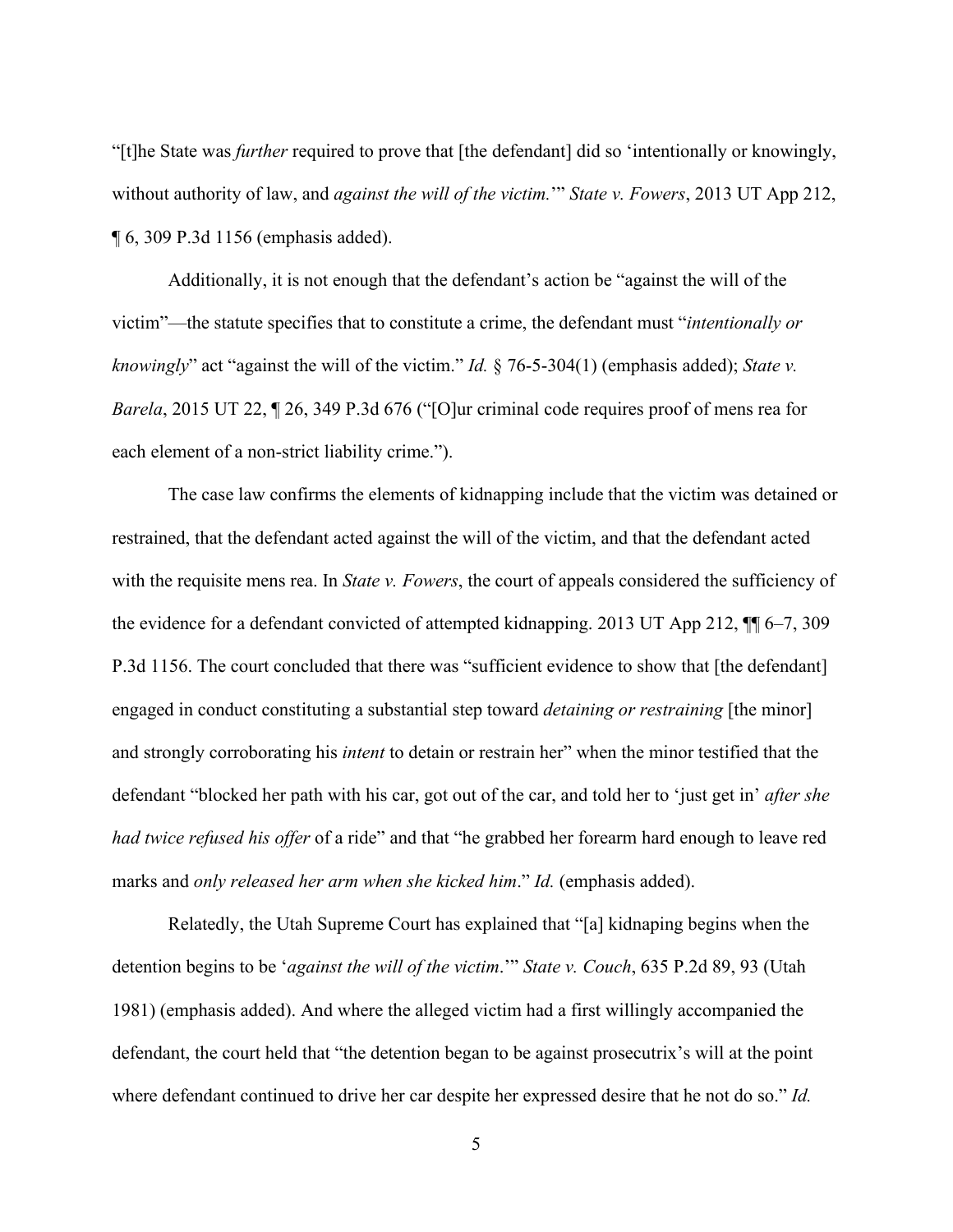"[t]he State was *further* required to prove that [the defendant] did so 'intentionally or knowingly, without authority of law, and *against the will of the victim.*'" *State v. Fowers*, 2013 UT App 212, ¶ 6, 309 P.3d 1156 (emphasis added).

Additionally, it is not enough that the defendant's action be "against the will of the victim"—the statute specifies that to constitute a crime, the defendant must "*intentionally or knowingly*" act "against the will of the victim." *Id.* § 76-5-304(1) (emphasis added); *State v. Barela*, 2015 UT 22, ¶ 26, 349 P.3d 676 ("[O]ur criminal code requires proof of mens rea for each element of a non-strict liability crime.").

The case law confirms the elements of kidnapping include that the victim was detained or restrained, that the defendant acted against the will of the victim, and that the defendant acted with the requisite mens rea. In *State v. Fowers*, the court of appeals considered the sufficiency of the evidence for a defendant convicted of attempted kidnapping. 2013 UT App 212, ¶¶ 6–7, 309 P.3d 1156. The court concluded that there was "sufficient evidence to show that [the defendant] engaged in conduct constituting a substantial step toward *detaining or restraining* [the minor] and strongly corroborating his *intent* to detain or restrain her" when the minor testified that the defendant "blocked her path with his car, got out of the car, and told her to 'just get in' *after she had twice refused his offer* of a ride" and that "he grabbed her forearm hard enough to leave red marks and *only released her arm when she kicked him*." *Id.* (emphasis added).

Relatedly, the Utah Supreme Court has explained that "[a] kidnaping begins when the detention begins to be '*against the will of the victim*.'" *State v. Couch*, 635 P.2d 89, 93 (Utah 1981) (emphasis added). And where the alleged victim had a first willingly accompanied the defendant, the court held that "the detention began to be against prosecutrix's will at the point where defendant continued to drive her car despite her expressed desire that he not do so." *Id.*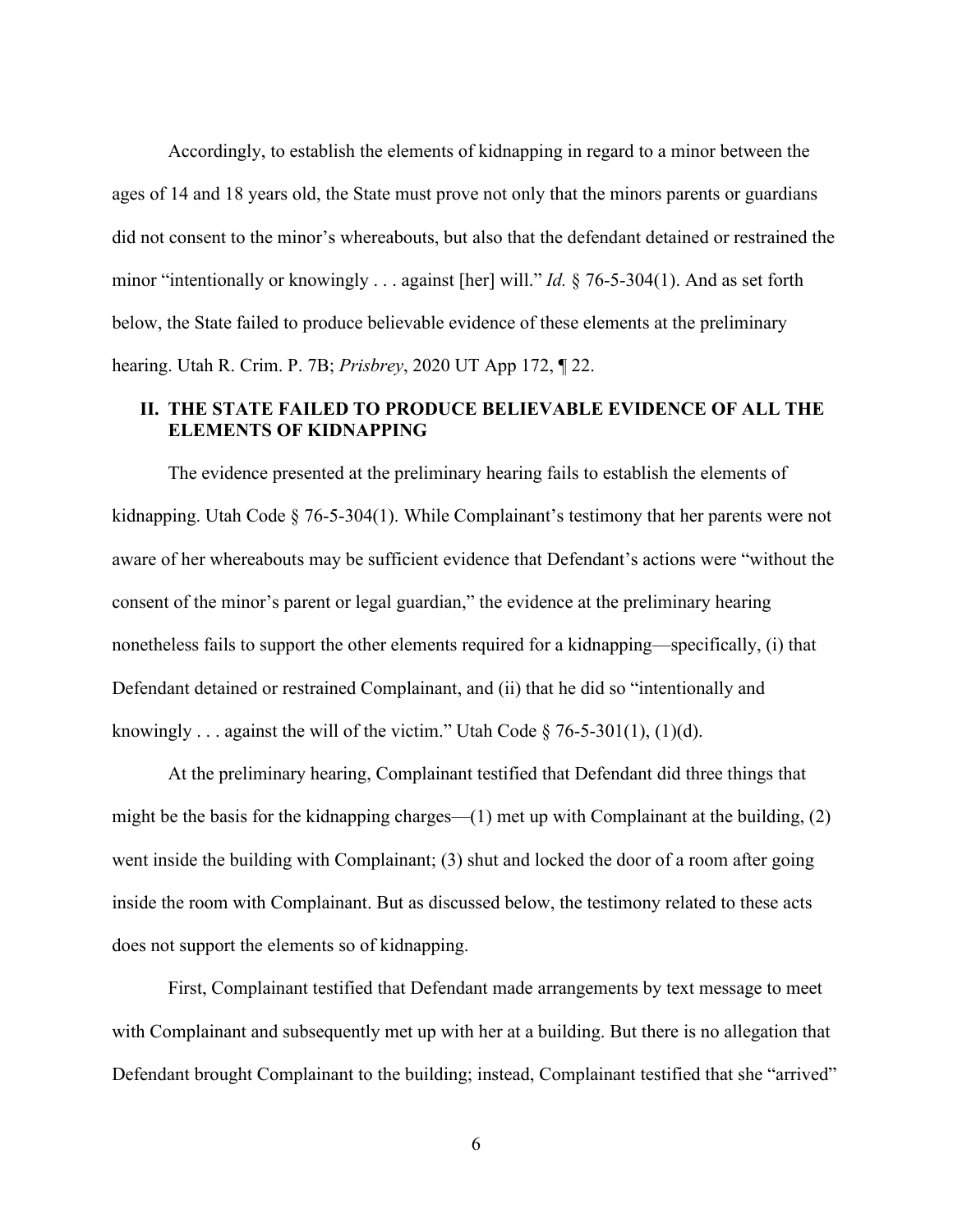Accordingly, to establish the elements of kidnapping in regard to a minor between the ages of 14 and 18 years old, the State must prove not only that the minors parents or guardians did not consent to the minor's whereabouts, but also that the defendant detained or restrained the minor "intentionally or knowingly . . . against [her] will." *Id.* § 76-5-304(1). And as set forth below, the State failed to produce believable evidence of these elements at the preliminary hearing. Utah R. Crim. P. 7B; *Prisbrey*, 2020 UT App 172, ¶ 22.

## II. THE STATE FAILED TO PRODUCE BELIEVABLE EVIDENCE OF ALL THE ELEMENTS OF KIDNAPPING

The evidence presented at the preliminary hearing fails to establish the elements of kidnapping. Utah Code § 76-5-304(1). While Complainant's testimony that her parents were not aware of her whereabouts may be sufficient evidence that Defendant's actions were "without the consent of the minor's parent or legal guardian," the evidence at the preliminary hearing nonetheless fails to support the other elements required for a kidnapping—specifically, (i) that Defendant detained or restrained Complainant, and (ii) that he did so "intentionally and knowingly . . . against the will of the victim." Utah Code § 76-5-301(1), (1)(d).

At the preliminary hearing, Complainant testified that Defendant did three things that might be the basis for the kidnapping charges—(1) met up with Complainant at the building, (2) went inside the building with Complainant; (3) shut and locked the door of a room after going inside the room with Complainant. But as discussed below, the testimony related to these acts does not support the elements so of kidnapping.

First, Complainant testified that Defendant made arrangements by text message to meet with Complainant and subsequently met up with her at a building. But there is no allegation that Defendant brought Complainant to the building; instead, Complainant testified that she "arrived"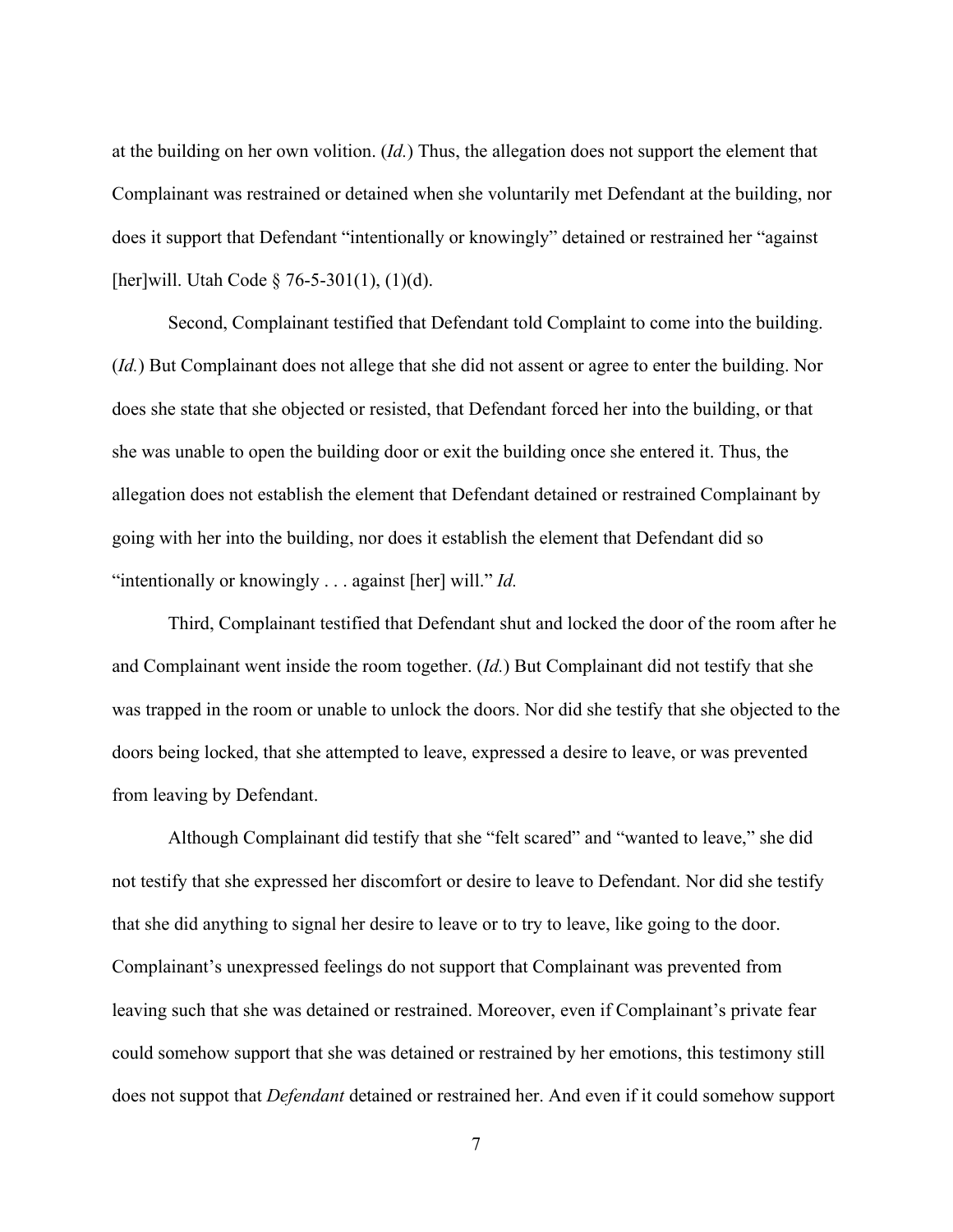at the building on her own volition. (*Id.*) Thus, the allegation does not support the element that Complainant was restrained or detained when she voluntarily met Defendant at the building, nor does it support that Defendant "intentionally or knowingly" detained or restrained her "against [her]will. Utah Code § 76-5-301(1), (1)(d).

Second, Complainant testified that Defendant told Complaint to come into the building. (*Id.*) But Complainant does not allege that she did not assent or agree to enter the building. Nor does she state that she objected or resisted, that Defendant forced her into the building, or that she was unable to open the building door or exit the building once she entered it. Thus, the allegation does not establish the element that Defendant detained or restrained Complainant by going with her into the building, nor does it establish the element that Defendant did so "intentionally or knowingly . . . against [her] will." *Id.*

Third, Complainant testified that Defendant shut and locked the door of the room after he and Complainant went inside the room together. (*Id.*) But Complainant did not testify that she was trapped in the room or unable to unlock the doors. Nor did she testify that she objected to the doors being locked, that she attempted to leave, expressed a desire to leave, or was prevented from leaving by Defendant.

Although Complainant did testify that she "felt scared" and "wanted to leave," she did not testify that she expressed her discomfort or desire to leave to Defendant. Nor did she testify that she did anything to signal her desire to leave or to try to leave, like going to the door. Complainant's unexpressed feelings do not support that Complainant was prevented from leaving such that she was detained or restrained. Moreover, even if Complainant's private fear could somehow support that she was detained or restrained by her emotions, this testimony still does not suppot that *Defendant* detained or restrained her. And even if it could somehow support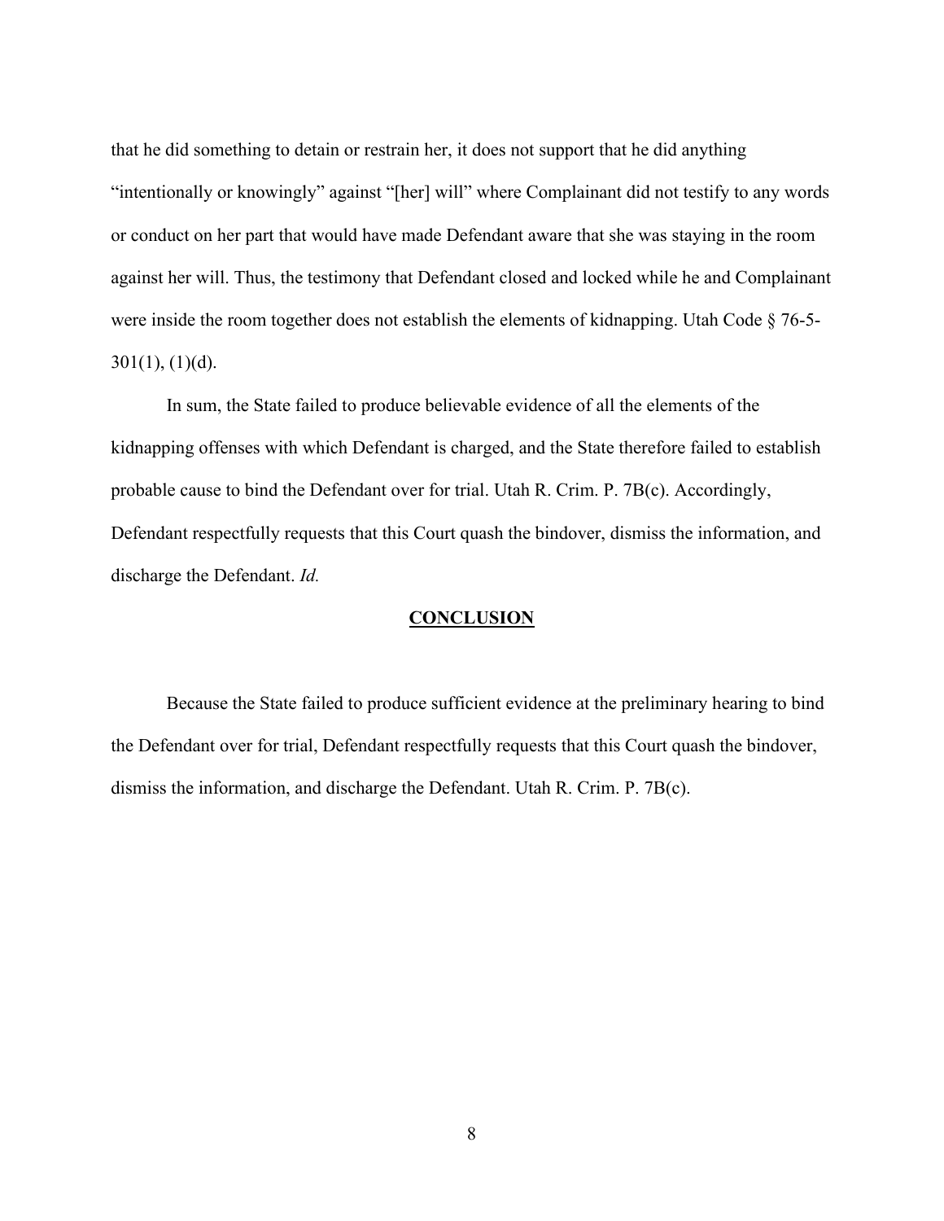that he did something to detain or restrain her, it does not support that he did anything "intentionally or knowingly" against "[her] will" where Complainant did not testify to any words or conduct on her part that would have made Defendant aware that she was staying in the room against her will. Thus, the testimony that Defendant closed and locked while he and Complainant were inside the room together does not establish the elements of kidnapping. Utah Code § 76-5-301(1), (1)(d).

In sum, the State failed to produce believable evidence of all the elements of the kidnapping offenses with which Defendant is charged, and the State therefore failed to establish probable cause to bind the Defendant over for trial. Utah R. Crim. P. 7B(c). Accordingly, Defendant respectfully requests that this Court quash the bindover, dismiss the information, and discharge the Defendant. *Id.*

## CONCLUSION

Because the State failed to produce sufficient evidence at the preliminary hearing to bind the Defendant over for trial, Defendant respectfully requests that this Court quash the bindover, dismiss the information, and discharge the Defendant. Utah R. Crim. P. 7B(c).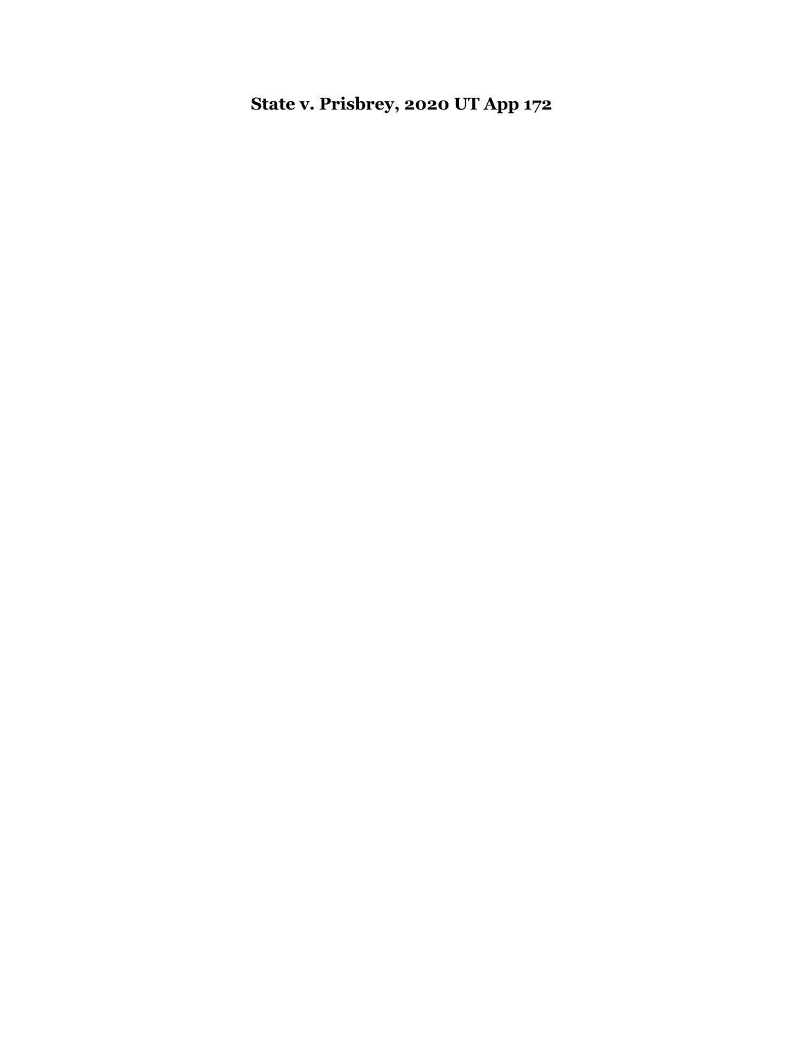**State v. Prisbrey, 2020 UT App 172**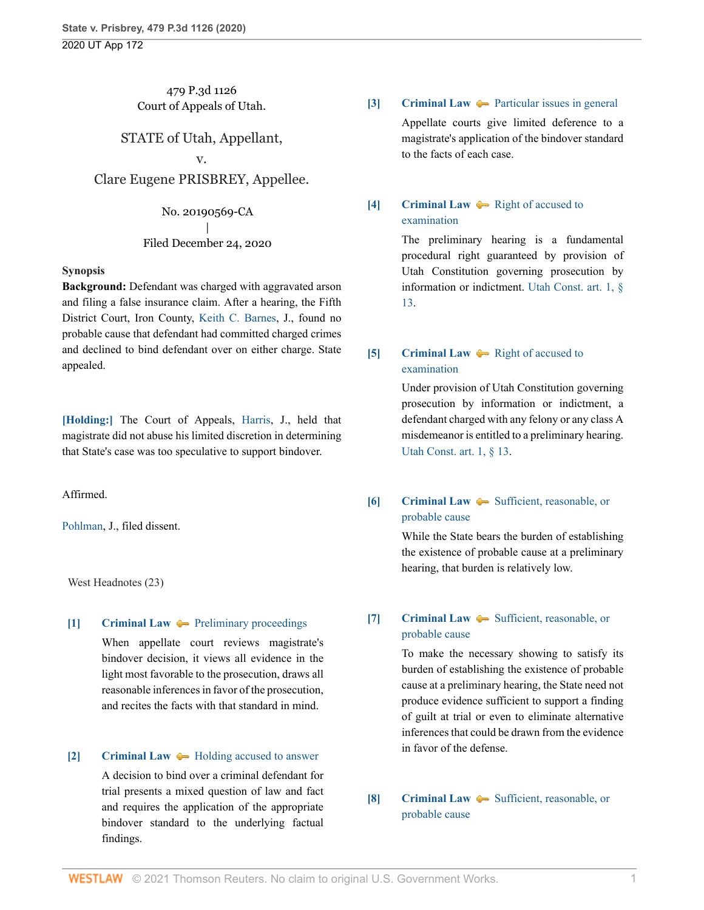479 P.3d 1126
Court of Appeals of Utah.

STATE of Utah, Appellant,
v.
Clare Eugene PRISBREY, Appellee.

No. 20190569-CA
|
Filed December 24, 2020

**Synopsis**

**Background:** Defendant was charged with aggravated arson and filing a false insurance claim. After a hearing, the Fifth District Court, Iron County, Keith C. Barnes, J., found no probable cause that defendant had committed charged crimes and declined to bind defendant over on either charge. State appealed.

**[Holding:]** The Court of Appeals, Harris, J., held that magistrate did not abuse his limited discretion in determining that State's case was too speculative to support bindover.

Affirmed.

Pohlman, J., filed dissent.

West Headnotes (23)

**[1]** **Criminal Law** Preliminary proceedings

When appellate court reviews magistrate's bindover decision, it views all evidence in the light most favorable to the prosecution, draws all reasonable inferences in favor of the prosecution, and recites the facts with that standard in mind.

**[2]** **Criminal Law** Holding accused to answer

A decision to bind over a criminal defendant for trial presents a mixed question of law and fact and requires the application of the appropriate bindover standard to the underlying factual findings.

**[3]** **Criminal Law** Particular issues in general

Appellate courts give limited deference to a magistrate's application of the bindover standard to the facts of each case.

**[4]** **Criminal Law** Right of accused to examination

The preliminary hearing is a fundamental procedural right guaranteed by provision of Utah Constitution governing prosecution by information or indictment. Utah Const. art. 1, § 13.

**[5]** **Criminal Law** Right of accused to examination

Under provision of Utah Constitution governing prosecution by information or indictment, a defendant charged with any felony or any class A misdemeanor is entitled to a preliminary hearing. Utah Const. art. 1, § 13.

**[6]** **Criminal Law** Sufficient, reasonable, or probable cause

While the State bears the burden of establishing the existence of probable cause at a preliminary hearing, that burden is relatively low.

**[7]** **Criminal Law** Sufficient, reasonable, or probable cause

To make the necessary showing to satisfy its burden of establishing the existence of probable cause at a preliminary hearing, the State need not produce evidence sufficient to support a finding of guilt at trial or even to eliminate alternative inferences that could be drawn from the evidence in favor of the defense.

**[8]** **Criminal Law** Sufficient, reasonable, or probable cause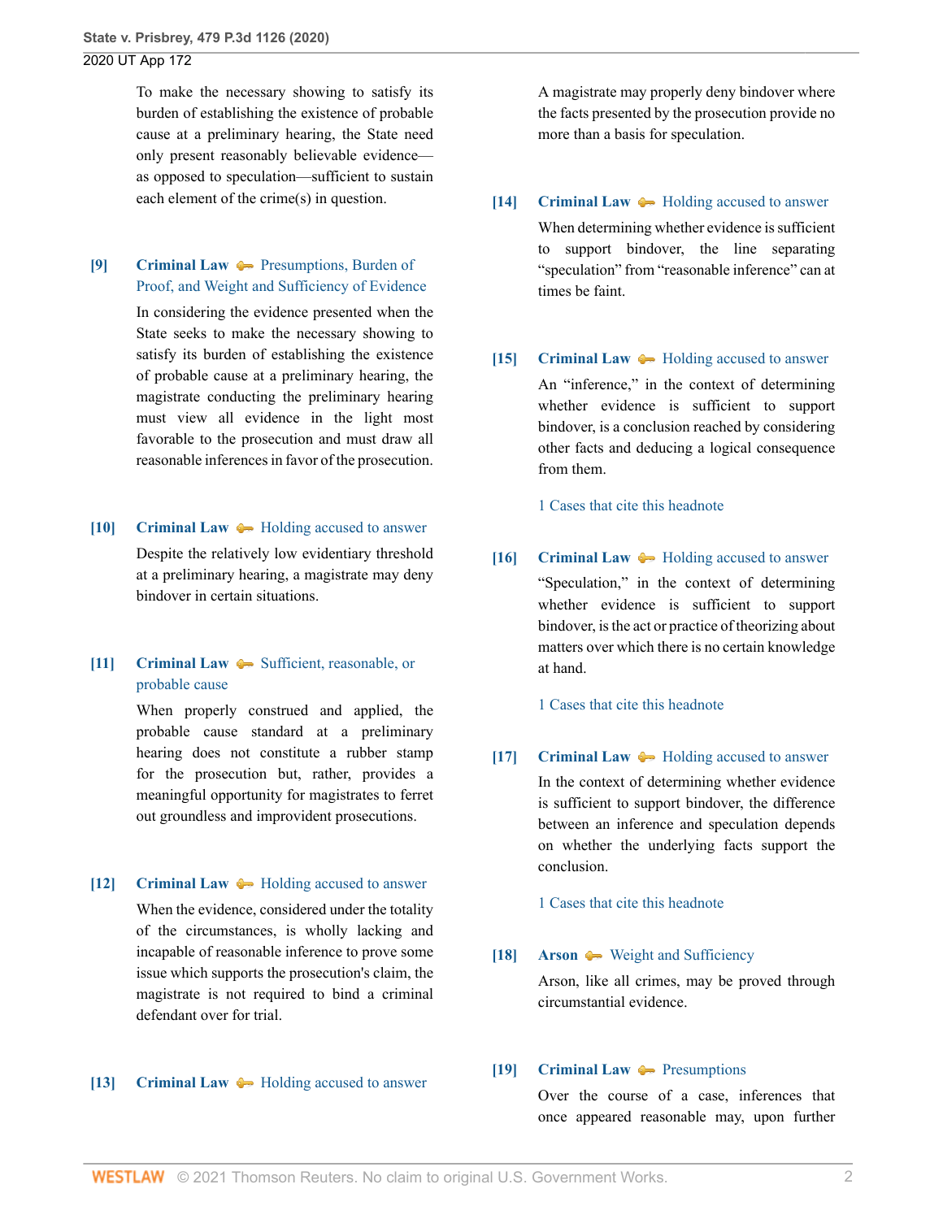To make the necessary showing to satisfy its burden of establishing the existence of probable cause at a preliminary hearing, the State need only present reasonably believable evidence—as opposed to speculation—sufficient to sustain each element of the crime(s) in question.

**[9]** **Criminal Law** Presumptions, Burden of Proof, and Weight and Sufficiency of Evidence

In considering the evidence presented when the State seeks to make the necessary showing to satisfy its burden of establishing the existence of probable cause at a preliminary hearing, the magistrate conducting the preliminary hearing must view all evidence in the light most favorable to the prosecution and must draw all reasonable inferences in favor of the prosecution.

**[10]** **Criminal Law** Holding accused to answer

Despite the relatively low evidentiary threshold at a preliminary hearing, a magistrate may deny bindover in certain situations.

**[11]** **Criminal Law** Sufficient, reasonable, or probable cause

When properly construed and applied, the probable cause standard at a preliminary hearing does not constitute a rubber stamp for the prosecution but, rather, provides a meaningful opportunity for magistrates to ferret out groundless and improvident prosecutions.

**[12]** **Criminal Law** Holding accused to answer

When the evidence, considered under the totality of the circumstances, is wholly lacking and incapable of reasonable inference to prove some issue which supports the prosecution's claim, the magistrate is not required to bind a criminal defendant over for trial.

**[13]** **Criminal Law** Holding accused to answer

A magistrate may properly deny bindover where the facts presented by the prosecution provide no more than a basis for speculation.

**[14]** **Criminal Law** Holding accused to answer

When determining whether evidence is sufficient to support bindover, the line separating "speculation" from "reasonable inference" can at times be faint.

**[15]** **Criminal Law** Holding accused to answer

An "inference," in the context of determining whether evidence is sufficient to support bindover, is a conclusion reached by considering other facts and deducing a logical consequence from them.

1 Cases that cite this headnote

**[16]** **Criminal Law** Holding accused to answer

"Speculation," in the context of determining whether evidence is sufficient to support bindover, is the act or practice of theorizing about matters over which there is no certain knowledge at hand.

1 Cases that cite this headnote

**[17]** **Criminal Law** Holding accused to answer

In the context of determining whether evidence is sufficient to support bindover, the difference between an inference and speculation depends on whether the underlying facts support the conclusion.

1 Cases that cite this headnote

**[18]** **Arson** Weight and Sufficiency

Arson, like all crimes, may be proved through circumstantial evidence.

**[19]** **Criminal Law** Presumptions

Over the course of a case, inferences that once appeared reasonable may, upon further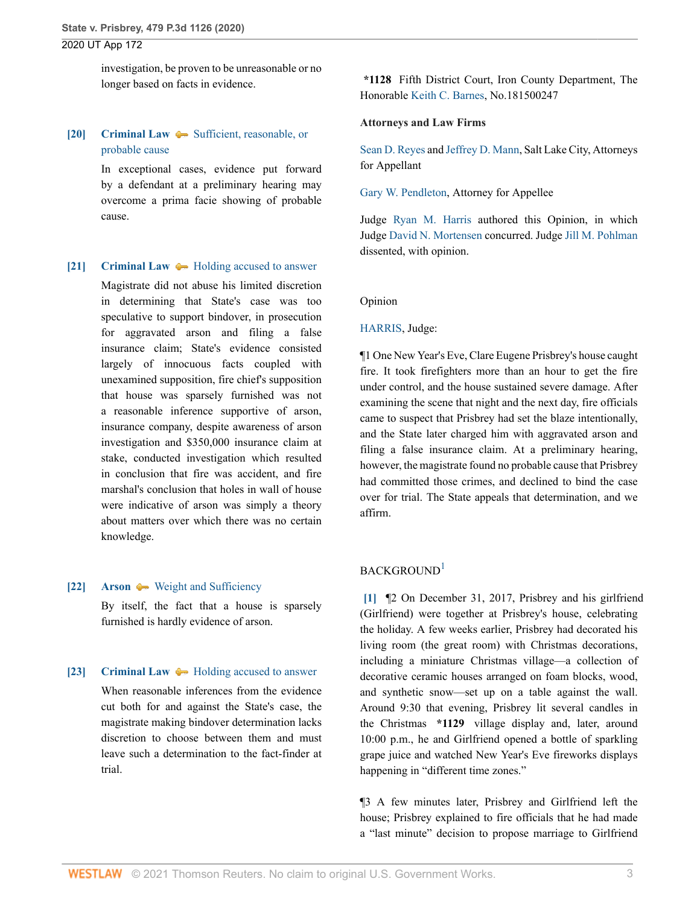investigation, be proven to be unreasonable or no longer based on facts in evidence.

**[20] Criminal Law** Sufficient, reasonable, or probable cause

In exceptional cases, evidence put forward by a defendant at a preliminary hearing may overcome a prima facie showing of probable cause.

**[21] Criminal Law** Holding accused to answer

Magistrate did not abuse his limited discretion in determining that State's case was too speculative to support bindover, in prosecution for aggravated arson and filing a false insurance claim; State's evidence consisted largely of innocuous facts coupled with unexamined supposition, fire chief's supposition that house was sparsely furnished was not a reasonable inference supportive of arson, insurance company, despite awareness of arson investigation and $350,000 insurance claim at stake, conducted investigation which resulted in conclusion that fire was accident, and fire marshal's conclusion that holes in wall of house were indicative of arson was simply a theory about matters over which there was no certain knowledge.

**[22] Arson** Weight and Sufficiency

By itself, the fact that a house is sparsely furnished is hardly evidence of arson.

**[23] Criminal Law** Holding accused to answer

When reasonable inferences from the evidence cut both for and against the State's case, the magistrate making bindover determination lacks discretion to choose between them and must leave such a determination to the fact-finder at trial.

**\*1128** Fifth District Court, Iron County Department, The Honorable Keith C. Barnes, No.181500247

**Attorneys and Law Firms**

Sean D. Reyes and Jeffrey D. Mann, Salt Lake City, Attorneys for Appellant

Gary W. Pendleton, Attorney for Appellee

Judge Ryan M. Harris authored this Opinion, in which Judge David N. Mortensen concurred. Judge Jill M. Pohlman dissented, with opinion.

Opinion

HARRIS, Judge:

¶1 One New Year's Eve, Clare Eugene Prisbrey's house caught fire. It took firefighters more than an hour to get the fire under control, and the house sustained severe damage. After examining the scene that night and the next day, fire officials came to suspect that Prisbrey had set the blaze intentionally, and the State later charged him with aggravated arson and filing a false insurance claim. At a preliminary hearing, however, the magistrate found no probable cause that Prisbrey had committed those crimes, and declined to bind the case over for trial. The State appeals that determination, and we affirm.

## BACKGROUND[1]

[1] ¶2 On December 31, 2017, Prisbrey and his girlfriend (Girlfriend) were together at Prisbrey's house, celebrating the holiday. A few weeks earlier, Prisbrey had decorated his living room (the great room) with Christmas decorations, including a miniature Christmas village—a collection of decorative ceramic houses arranged on foam blocks, wood, and synthetic snow—set up on a table against the wall. Around 9:30 that evening, Prisbrey lit several candles in the Christmas **\*1129** village display and, later, around 10:00 p.m., he and Girlfriend opened a bottle of sparkling grape juice and watched New Year's Eve fireworks displays happening in "different time zones."

¶3 A few minutes later, Prisbrey and Girlfriend left the house; Prisbrey explained to fire officials that he had made a "last minute" decision to propose marriage to Girlfriend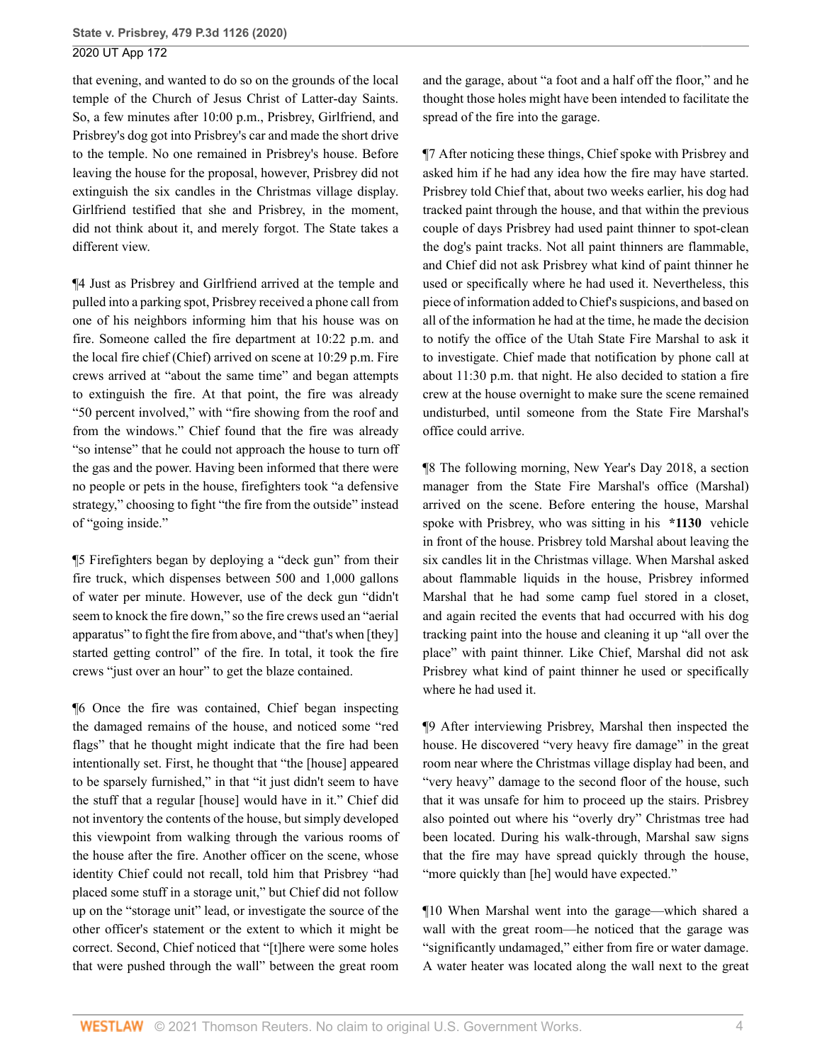that evening, and wanted to do so on the grounds of the local temple of the Church of Jesus Christ of Latter-day Saints. So, a few minutes after 10:00 p.m., Prisbrey, Girlfriend, and Prisbrey's dog got into Prisbrey's car and made the short drive to the temple. No one remained in Prisbrey's house. Before leaving the house for the proposal, however, Prisbrey did not extinguish the six candles in the Christmas village display. Girlfriend testified that she and Prisbrey, in the moment, did not think about it, and merely forgot. The State takes a different view.

¶4 Just as Prisbrey and Girlfriend arrived at the temple and pulled into a parking spot, Prisbrey received a phone call from one of his neighbors informing him that his house was on fire. Someone called the fire department at 10:22 p.m. and the local fire chief (Chief) arrived on scene at 10:29 p.m. Fire crews arrived at "about the same time" and began attempts to extinguish the fire. At that point, the fire was already "50 percent involved," with "fire showing from the roof and from the windows." Chief found that the fire was already "so intense" that he could not approach the house to turn off the gas and the power. Having been informed that there were no people or pets in the house, firefighters took "a defensive strategy," choosing to fight "the fire from the outside" instead of "going inside."

¶5 Firefighters began by deploying a "deck gun" from their fire truck, which dispenses between 500 and 1,000 gallons of water per minute. However, use of the deck gun "didn't seem to knock the fire down," so the fire crews used an "aerial apparatus" to fight the fire from above, and "that's when [they] started getting control" of the fire. In total, it took the fire crews "just over an hour" to get the blaze contained.

¶6 Once the fire was contained, Chief began inspecting the damaged remains of the house, and noticed some "red flags" that he thought might indicate that the fire had been intentionally set. First, he thought that "the [house] appeared to be sparsely furnished," in that "it just didn't seem to have the stuff that a regular [house] would have in it." Chief did not inventory the contents of the house, but simply developed this viewpoint from walking through the various rooms of the house after the fire. Another officer on the scene, whose identity Chief could not recall, told him that Prisbrey "had placed some stuff in a storage unit," but Chief did not follow up on the "storage unit" lead, or investigate the source of the other officer's statement or the extent to which it might be correct. Second, Chief noticed that "[t]here were some holes that were pushed through the wall" between the great room and the garage, about "a foot and a half off the floor," and he thought those holes might have been intended to facilitate the spread of the fire into the garage.

¶7 After noticing these things, Chief spoke with Prisbrey and asked him if he had any idea how the fire may have started. Prisbrey told Chief that, about two weeks earlier, his dog had tracked paint through the house, and that within the previous couple of days Prisbrey had used paint thinner to spot-clean the dog's paint tracks. Not all paint thinners are flammable, and Chief did not ask Prisbrey what kind of paint thinner he used or specifically where he had used it. Nevertheless, this piece of information added to Chief's suspicions, and based on all of the information he had at the time, he made the decision to notify the office of the Utah State Fire Marshal to ask it to investigate. Chief made that notification by phone call at about 11:30 p.m. that night. He also decided to station a fire crew at the house overnight to make sure the scene remained undisturbed, until someone from the State Fire Marshal's office could arrive.

¶8 The following morning, New Year's Day 2018, a section manager from the State Fire Marshal's office (Marshal) arrived on the scene. Before entering the house, Marshal spoke with Prisbrey, who was sitting in his **\*1130** vehicle in front of the house. Prisbrey told Marshal about leaving the six candles lit in the Christmas village. When Marshal asked about flammable liquids in the house, Prisbrey informed Marshal that he had some camp fuel stored in a closet, and again recited the events that had occurred with his dog tracking paint into the house and cleaning it up "all over the place" with paint thinner. Like Chief, Marshal did not ask Prisbrey what kind of paint thinner he used or specifically where he had used it.

¶9 After interviewing Prisbrey, Marshal then inspected the house. He discovered "very heavy fire damage" in the great room near where the Christmas village display had been, and "very heavy" damage to the second floor of the house, such that it was unsafe for him to proceed up the stairs. Prisbrey also pointed out where his "overly dry" Christmas tree had been located. During his walk-through, Marshal saw signs that the fire may have spread quickly through the house, "more quickly than [he] would have expected."

¶10 When Marshal went into the garage—which shared a wall with the great room—he noticed that the garage was "significantly undamaged," either from fire or water damage. A water heater was located along the wall next to the great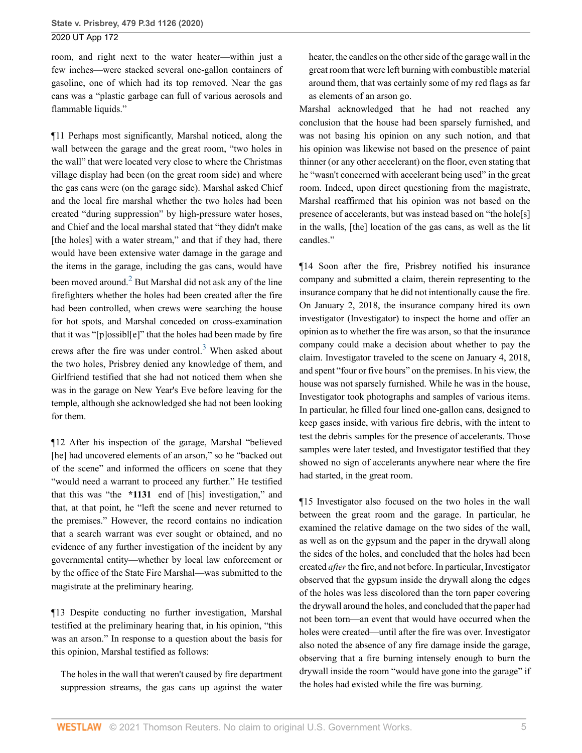room, and right next to the water heater—within just a few inches—were stacked several one-gallon containers of gasoline, one of which had its top removed. Near the gas cans was a "plastic garbage can full of various aerosols and flammable liquids."

¶11 Perhaps most significantly, Marshal noticed, along the wall between the garage and the great room, "two holes in the wall" that were located very close to where the Christmas village display had been (on the great room side) and where the gas cans were (on the garage side). Marshal asked Chief and the local fire marshal whether the two holes had been created "during suppression" by high-pressure water hoses, and Chief and the local marshal stated that "they didn't make [the holes] with a water stream," and that if they had, there would have been extensive water damage in the garage and the items in the garage, including the gas cans, would have been moved around.[2] But Marshal did not ask any of the line firefighters whether the holes had been created after the fire had been controlled, when crews were searching the house for hot spots, and Marshal conceded on cross-examination that it was "[p]ossibl[e]" that the holes had been made by fire crews after the fire was under control.[3] When asked about the two holes, Prisbrey denied any knowledge of them, and Girlfriend testified that she had not noticed them when she was in the garage on New Year's Eve before leaving for the temple, although she acknowledged she had not been looking for them.

¶12 After his inspection of the garage, Marshal "believed [he] had uncovered elements of an arson," so he "backed out of the scene" and informed the officers on scene that they "would need a warrant to proceed any further." He testified that this was "the **\*1131** end of [his] investigation," and that, at that point, he "left the scene and never returned to the premises." However, the record contains no indication that a search warrant was ever sought or obtained, and no evidence of any further investigation of the incident by any governmental entity—whether by local law enforcement or by the office of the State Fire Marshal—was submitted to the magistrate at the preliminary hearing.

¶13 Despite conducting no further investigation, Marshal testified at the preliminary hearing that, in his opinion, "this was an arson." In response to a question about the basis for this opinion, Marshal testified as follows:

> The holes in the wall that weren't caused by fire department suppression streams, the gas cans up against the water heater, the candles on the other side of the garage wall in the great room that were left burning with combustible material around them, that was certainly some of my red flags as far as elements of an arson go.

Marshal acknowledged that he had not reached any conclusion that the house had been sparsely furnished, and was not basing his opinion on any such notion, and that his opinion was likewise not based on the presence of paint thinner (or any other accelerant) on the floor, even stating that he "wasn't concerned with accelerant being used" in the great room. Indeed, upon direct questioning from the magistrate, Marshal reaffirmed that his opinion was not based on the presence of accelerants, but was instead based on "the hole[s] in the walls, [the] location of the gas cans, as well as the lit candles."

¶14 Soon after the fire, Prisbrey notified his insurance company and submitted a claim, therein representing to the insurance company that he did not intentionally cause the fire. On January 2, 2018, the insurance company hired its own investigator (Investigator) to inspect the home and offer an opinion as to whether the fire was arson, so that the insurance company could make a decision about whether to pay the claim. Investigator traveled to the scene on January 4, 2018, and spent "four or five hours" on the premises. In his view, the house was not sparsely furnished. While he was in the house, Investigator took photographs and samples of various items. In particular, he filled four lined one-gallon cans, designed to keep gases inside, with various fire debris, with the intent to test the debris samples for the presence of accelerants. Those samples were later tested, and Investigator testified that they showed no sign of accelerants anywhere near where the fire had started, in the great room.

¶15 Investigator also focused on the two holes in the wall between the great room and the garage. In particular, he examined the relative damage on the two sides of the wall, as well as on the gypsum and the paper in the drywall along the sides of the holes, and concluded that the holes had been created *after* the fire, and not before. In particular, Investigator observed that the gypsum inside the drywall along the edges of the holes was less discolored than the torn paper covering the drywall around the holes, and concluded that the paper had not been torn—an event that would have occurred when the holes were created—until after the fire was over. Investigator also noted the absence of any fire damage inside the garage, observing that a fire burning intensely enough to burn the drywall inside the room "would have gone into the garage" if the holes had existed while the fire was burning.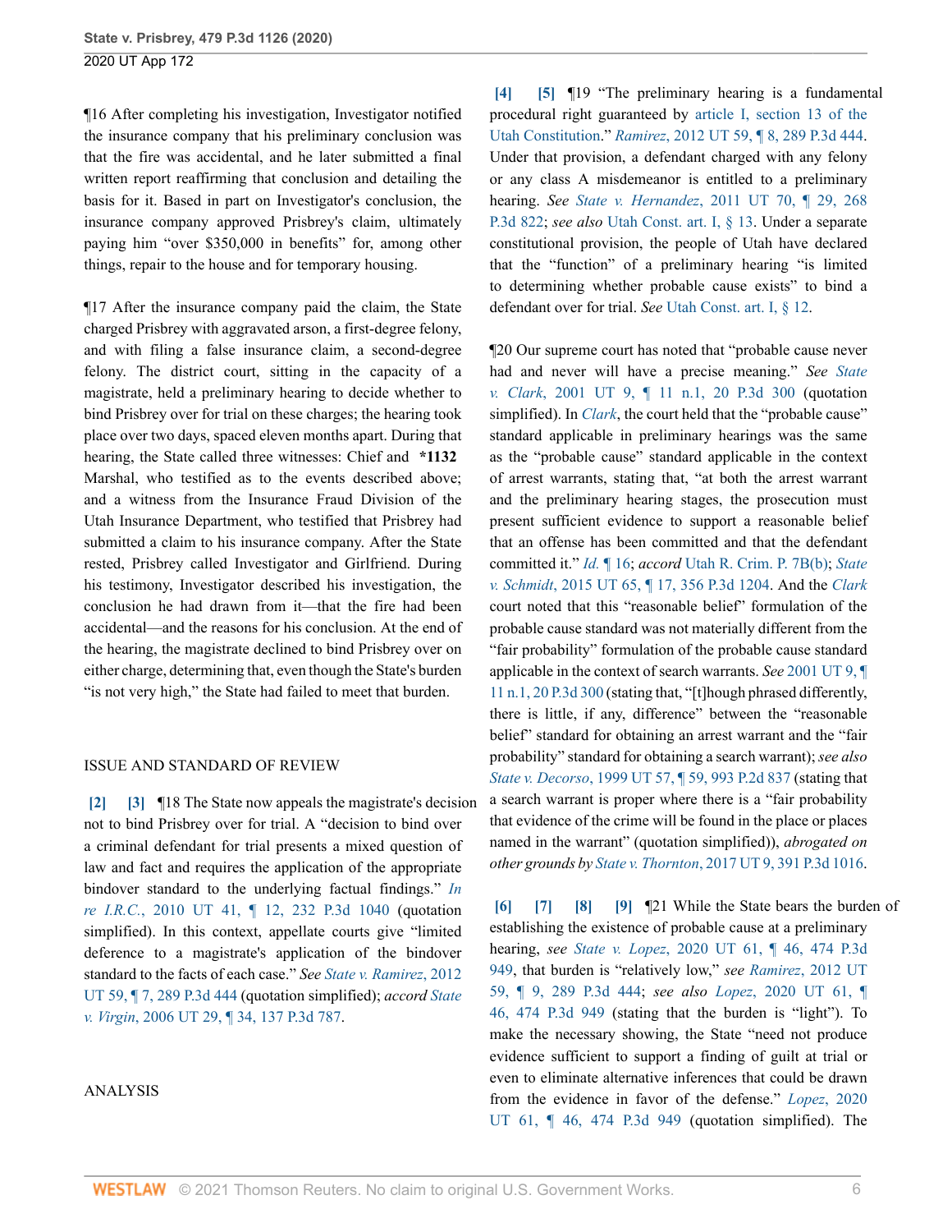¶16 After completing his investigation, Investigator notified the insurance company that his preliminary conclusion was that the fire was accidental, and he later submitted a final written report reaffirming that conclusion and detailing the basis for it. Based in part on Investigator's conclusion, the insurance company approved Prisbrey's claim, ultimately paying him "over $350,000 in benefits" for, among other things, repair to the house and for temporary housing.

¶17 After the insurance company paid the claim, the State charged Prisbrey with aggravated arson, a first-degree felony, and with filing a false insurance claim, a second-degree felony. The district court, sitting in the capacity of a magistrate, held a preliminary hearing to decide whether to bind Prisbrey over for trial on these charges; the hearing took place over two days, spaced eleven months apart. During that hearing, the State called three witnesses: Chief and **\*1132** Marshal, who testified as to the events described above; and a witness from the Insurance Fraud Division of the Utah Insurance Department, who testified that Prisbrey had submitted a claim to his insurance company. After the State rested, Prisbrey called Investigator and Girlfriend. During his testimony, Investigator described his investigation, the conclusion he had drawn from it—that the fire had been accidental—and the reasons for his conclusion. At the end of the hearing, the magistrate declined to bind Prisbrey over on either charge, determining that, even though the State's burden "is not very high," the State had failed to meet that burden.

## ISSUE AND STANDARD OF REVIEW

[2] [3] ¶18 The State now appeals the magistrate's decision not to bind Prisbrey over for trial. A "decision to bind over a criminal defendant for trial presents a mixed question of law and fact and requires the application of the appropriate bindover standard to the underlying factual findings." *In re I.R.C.*, 2010 UT 41, ¶ 12, 232 P.3d 1040 (quotation simplified). In this context, appellate courts give "limited deference to a magistrate's application of the bindover standard to the facts of each case." *See State v. Ramirez*, 2012 UT 59, ¶ 7, 289 P.3d 444 (quotation simplified); *accord State v. Virgin*, 2006 UT 29, ¶ 34, 137 P.3d 787.

## ANALYSIS

[4] [5] ¶19 "The preliminary hearing is a fundamental procedural right guaranteed by article I, section 13 of the Utah Constitution." *Ramirez*, 2012 UT 59, ¶ 8, 289 P.3d 444. Under that provision, a defendant charged with any felony or any class A misdemeanor is entitled to a preliminary hearing. *See State v. Hernandez*, 2011 UT 70, ¶ 29, 268 P.3d 822; *see also* Utah Const. art. I, § 13. Under a separate constitutional provision, the people of Utah have declared that the "function" of a preliminary hearing "is limited to determining whether probable cause exists" to bind a defendant over for trial. *See* Utah Const. art. I, § 12.

¶20 Our supreme court has noted that "probable cause never had and never will have a precise meaning." *See State v. Clark*, 2001 UT 9, ¶ 11 n.1, 20 P.3d 300 (quotation simplified). In *Clark*, the court held that the "probable cause" standard applicable in preliminary hearings was the same as the "probable cause" standard applicable in the context of arrest warrants, stating that, "at both the arrest warrant and the preliminary hearing stages, the prosecution must present sufficient evidence to support a reasonable belief that an offense has been committed and that the defendant committed it." *Id.* ¶ 16; *accord* Utah R. Crim. P. 7B(b); *State v. Schmidt*, 2015 UT 65, ¶ 17, 356 P.3d 1204. And the *Clark* court noted that this "reasonable belief" formulation of the probable cause standard was not materially different from the "fair probability" formulation of the probable cause standard applicable in the context of search warrants. *See* 2001 UT 9, ¶ 11 n.1, 20 P.3d 300 (stating that, "[t]hough phrased differently, there is little, if any, difference" between the "reasonable belief" standard for obtaining an arrest warrant and the "fair probability" standard for obtaining a search warrant); *see also State v. Decorso*, 1999 UT 57, ¶ 59, 993 P.2d 837 (stating that a search warrant is proper where there is a "fair probability that evidence of the crime will be found in the place or places named in the warrant" (quotation simplified)), *abrogated on other grounds by State v. Thornton*, 2017 UT 9, 391 P.3d 1016.

[6] [7] [8] [9] ¶21 While the State bears the burden of establishing the existence of probable cause at a preliminary hearing, *see State v. Lopez*, 2020 UT 61, ¶ 46, 474 P.3d 949, that burden is "relatively low," *see Ramirez*, 2012 UT 59, ¶ 9, 289 P.3d 444; *see also Lopez*, 2020 UT 61, ¶ 46, 474 P.3d 949 (stating that the burden is "light"). To make the necessary showing, the State "need not produce evidence sufficient to support a finding of guilt at trial or even to eliminate alternative inferences that could be drawn from the evidence in favor of the defense." *Lopez*, 2020 UT 61, ¶ 46, 474 P.3d 949 (quotation simplified). The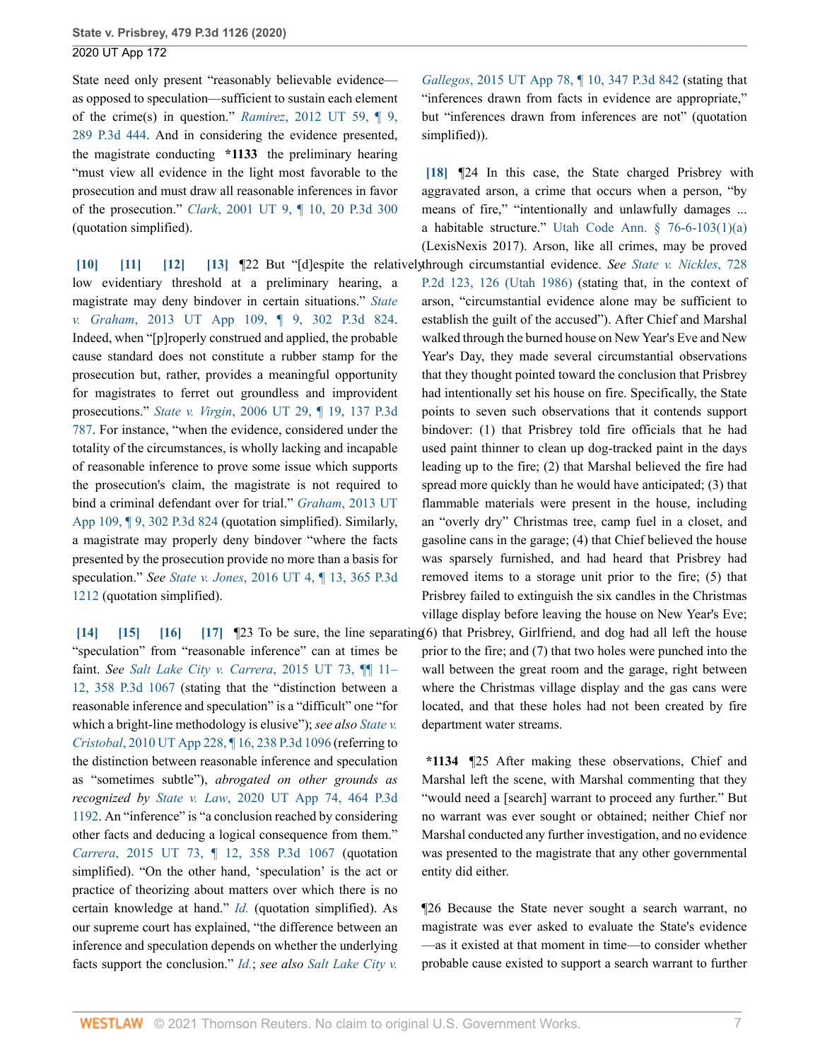State need only present "reasonably believable evidence—as opposed to speculation—sufficient to sustain each element of the crime(s) in question." *Ramirez*, 2012 UT 59, ¶ 9, 289 P.3d 444. And in considering the evidence presented, the magistrate conducting **\*1133** the preliminary hearing "must view all evidence in the light most favorable to the prosecution and must draw all reasonable inferences in favor of the prosecution." *Clark*, 2001 UT 9, ¶ 10, 20 P.3d 300 (quotation simplified).

[10] [11] [12] [13] ¶22 But "[d]espite the relatively low evidentiary threshold at a preliminary hearing, a magistrate may deny bindover in certain situations." *State v. Graham*, 2013 UT App 109, ¶ 9, 302 P.3d 824. Indeed, when "[p]roperly construed and applied, the probable cause standard does not constitute a rubber stamp for the prosecution but, rather, provides a meaningful opportunity for magistrates to ferret out groundless and improvident prosecutions." *State v. Virgin*, 2006 UT 29, ¶ 19, 137 P.3d 787. For instance, "when the evidence, considered under the totality of the circumstances, is wholly lacking and incapable of reasonable inference to prove some issue which supports the prosecution's claim, the magistrate is not required to bind a criminal defendant over for trial." *Graham*, 2013 UT App 109, ¶ 9, 302 P.3d 824 (quotation simplified). Similarly, a magistrate may properly deny bindover "where the facts presented by the prosecution provide no more than a basis for speculation." *See State v. Jones*, 2016 UT 4, ¶ 13, 365 P.3d 1212 (quotation simplified).

[14] [15] [16] [17] ¶23 To be sure, the line separating "speculation" from "reasonable inference" can at times be faint. *See Salt Lake City v. Carrera*, 2015 UT 73, ¶¶ 11–12, 358 P.3d 1067 (stating that the "distinction between a reasonable inference and speculation" is a "difficult" one "for which a bright-line methodology is elusive"); *see also State v. Cristobal*, 2010 UT App 228, ¶ 16, 238 P.3d 1096 (referring to the distinction between reasonable inference and speculation as "sometimes subtle"), *abrogated on other grounds as recognized by State v. Law*, 2020 UT App 74, 464 P.3d 1192. An "inference" is "a conclusion reached by considering other facts and deducing a logical consequence from them." *Carrera*, 2015 UT 73, ¶ 12, 358 P.3d 1067 (quotation simplified). "On the other hand, 'speculation' is the act or practice of theorizing about matters over which there is no certain knowledge at hand." *Id.* (quotation simplified). As our supreme court has explained, "the difference between an inference and speculation depends on whether the underlying facts support the conclusion." *Id.*; *see also Salt Lake City v. Gallegos*, 2015 UT App 78, ¶ 10, 347 P.3d 842 (stating that "inferences drawn from facts in evidence are appropriate," but "inferences drawn from inferences are not" (quotation simplified)).

[18] ¶24 In this case, the State charged Prisbrey with aggravated arson, a crime that occurs when a person, "by means of fire," "intentionally and unlawfully damages ... a habitable structure." Utah Code Ann. § 76-6-103(1)(a) (LexisNexis 2017). Arson, like all crimes, may be proved through circumstantial evidence. *See State v. Nickles*, 728 P.2d 123, 126 (Utah 1986) (stating that, in the context of arson, "circumstantial evidence alone may be sufficient to establish the guilt of the accused"). After Chief and Marshal walked through the burned house on New Year's Eve and New Year's Day, they made several circumstantial observations that they thought pointed toward the conclusion that Prisbrey had intentionally set his house on fire. Specifically, the State points to seven such observations that it contends support bindover: (1) that Prisbrey told fire officials that he had used paint thinner to clean up dog-tracked paint in the days leading up to the fire; (2) that Marshal believed the fire had spread more quickly than he would have anticipated; (3) that flammable materials were present in the house, including an "overly dry" Christmas tree, camp fuel in a closet, and gasoline cans in the garage; (4) that Chief believed the house was sparsely furnished, and had heard that Prisbrey had removed items to a storage unit prior to the fire; (5) that Prisbrey failed to extinguish the six candles in the Christmas village display before leaving the house on New Year's Eve; (6) that Prisbrey, Girlfriend, and dog had all left the house prior to the fire; and (7) that two holes were punched into the wall between the great room and the garage, right between where the Christmas village display and the gas cans were located, and that these holes had not been created by fire department water streams.

**\*1134** ¶25 After making these observations, Chief and Marshal left the scene, with Marshal commenting that they "would need a [search] warrant to proceed any further." But no warrant was ever sought or obtained; neither Chief nor Marshal conducted any further investigation, and no evidence was presented to the magistrate that any other governmental entity did either.

¶26 Because the State never sought a search warrant, no magistrate was ever asked to evaluate the State's evidence—as it existed at that moment in time—to consider whether probable cause existed to support a search warrant to further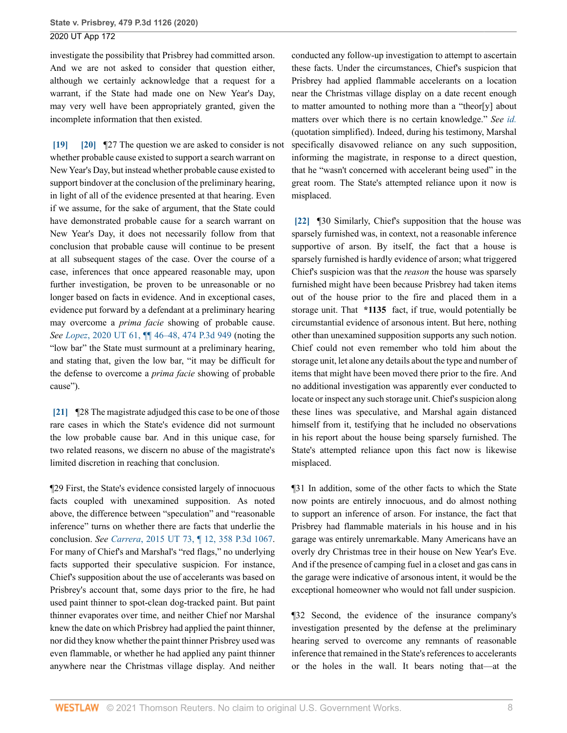investigate the possibility that Prisbrey had committed arson. And we are not asked to consider that question either, although we certainly acknowledge that a request for a warrant, if the State had made one on New Year's Day, may very well have been appropriately granted, given the incomplete information that then existed.

[19] [20] ¶27 The question we are asked to consider is not whether probable cause existed to support a search warrant on New Year's Day, but instead whether probable cause existed to support bindover at the conclusion of the preliminary hearing, in light of all of the evidence presented at that hearing. Even if we assume, for the sake of argument, that the State could have demonstrated probable cause for a search warrant on New Year's Day, it does not necessarily follow from that conclusion that probable cause will continue to be present at all subsequent stages of the case. Over the course of a case, inferences that once appeared reasonable may, upon further investigation, be proven to be unreasonable or no longer based on facts in evidence. And in exceptional cases, evidence put forward by a defendant at a preliminary hearing may overcome a *prima facie* showing of probable cause. *See Lopez*, 2020 UT 61, ¶¶ 46–48, 474 P.3d 949 (noting the "low bar" the State must surmount at a preliminary hearing, and stating that, given the low bar, "it may be difficult for the defense to overcome a *prima facie* showing of probable cause").

[21] ¶28 The magistrate adjudged this case to be one of those rare cases in which the State's evidence did not surmount the low probable cause bar. And in this unique case, for two related reasons, we discern no abuse of the magistrate's limited discretion in reaching that conclusion.

¶29 First, the State's evidence consisted largely of innocuous facts coupled with unexamined supposition. As noted above, the difference between "speculation" and "reasonable inference" turns on whether there are facts that underlie the conclusion. *See Carrera*, 2015 UT 73, ¶ 12, 358 P.3d 1067. For many of Chief's and Marshal's "red flags," no underlying facts supported their speculative suspicion. For instance, Chief's supposition about the use of accelerants was based on Prisbrey's account that, some days prior to the fire, he had used paint thinner to spot-clean dog-tracked paint. But paint thinner evaporates over time, and neither Chief nor Marshal knew the date on which Prisbrey had applied the paint thinner, nor did they know whether the paint thinner Prisbrey used was even flammable, or whether he had applied any paint thinner anywhere near the Christmas village display. And neither conducted any follow-up investigation to attempt to ascertain these facts. Under the circumstances, Chief's suspicion that Prisbrey had applied flammable accelerants on a location near the Christmas village display on a date recent enough to matter amounted to nothing more than a "theor[y] about matters over which there is no certain knowledge." *See id.* (quotation simplified). Indeed, during his testimony, Marshal specifically disavowed reliance on any such supposition, informing the magistrate, in response to a direct question, that he "wasn't concerned with accelerant being used" in the great room. The State's attempted reliance upon it now is misplaced.

[22] ¶30 Similarly, Chief's supposition that the house was sparsely furnished was, in context, not a reasonable inference supportive of arson. By itself, the fact that a house is sparsely furnished is hardly evidence of arson; what triggered Chief's suspicion was that the *reason* the house was sparsely furnished might have been because Prisbrey had taken items out of the house prior to the fire and placed them in a storage unit. That **\*1135** fact, if true, would potentially be circumstantial evidence of arsonous intent. But here, nothing other than unexamined supposition supports any such notion. Chief could not even remember who told him about the storage unit, let alone any details about the type and number of items that might have been moved there prior to the fire. And no additional investigation was apparently ever conducted to locate or inspect any such storage unit. Chief's suspicion along these lines was speculative, and Marshal again distanced himself from it, testifying that he included no observations in his report about the house being sparsely furnished. The State's attempted reliance upon this fact now is likewise misplaced.

¶31 In addition, some of the other facts to which the State now points are entirely innocuous, and do almost nothing to support an inference of arson. For instance, the fact that Prisbrey had flammable materials in his house and in his garage was entirely unremarkable. Many Americans have an overly dry Christmas tree in their house on New Year's Eve. And if the presence of camping fuel in a closet and gas cans in the garage were indicative of arsonous intent, it would be the exceptional homeowner who would not fall under suspicion.

¶32 Second, the evidence of the insurance company's investigation presented by the defense at the preliminary hearing served to overcome any remnants of reasonable inference that remained in the State's references to accelerants or the holes in the wall. It bears noting that—at the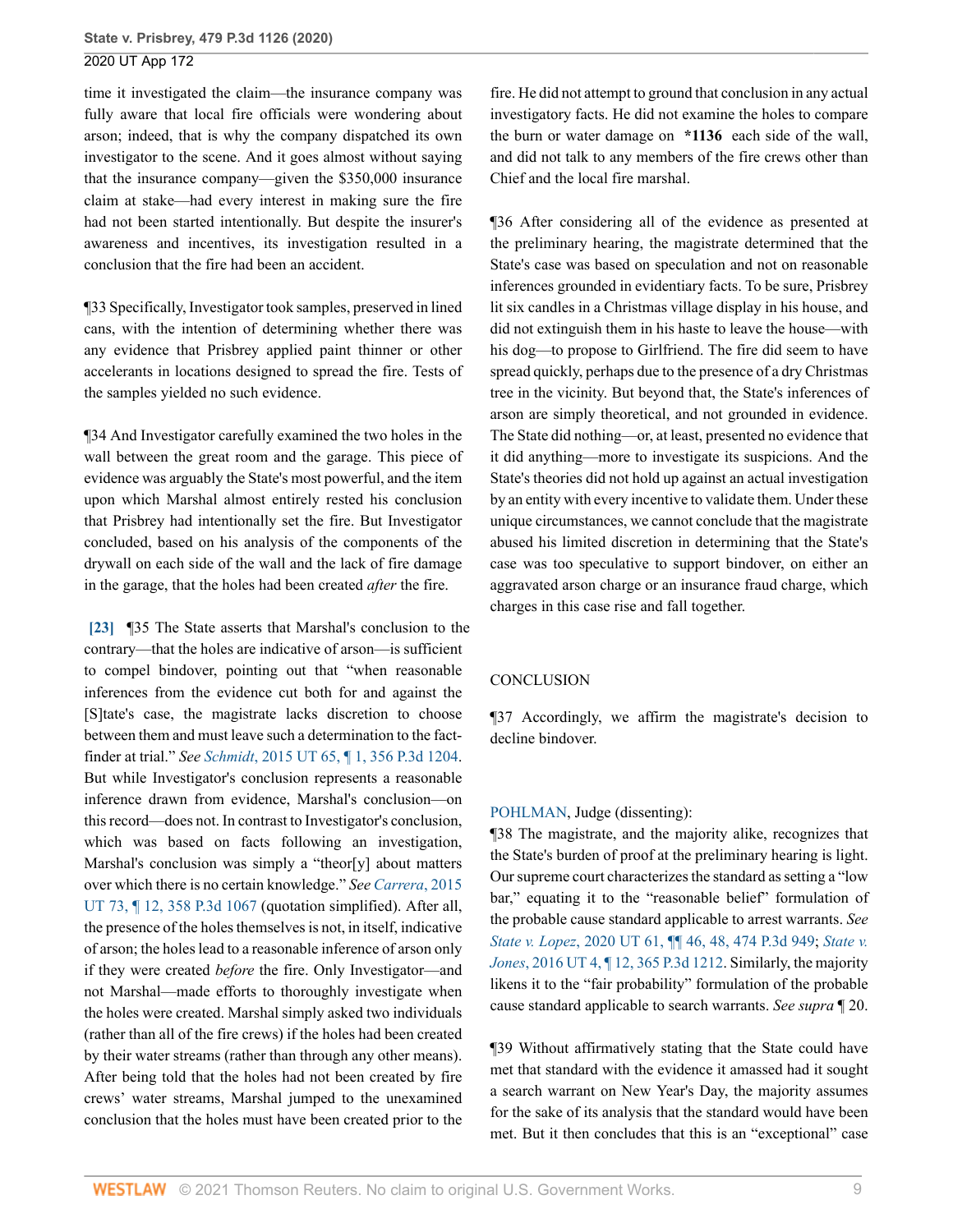time it investigated the claim—the insurance company was fully aware that local fire officials were wondering about arson; indeed, that is why the company dispatched its own investigator to the scene. And it goes almost without saying that the insurance company—given the $350,000 insurance claim at stake—had every interest in making sure the fire had not been started intentionally. But despite the insurer's awareness and incentives, its investigation resulted in a conclusion that the fire had been an accident.

¶33 Specifically, Investigator took samples, preserved in lined cans, with the intention of determining whether there was any evidence that Prisbrey applied paint thinner or other accelerants in locations designed to spread the fire. Tests of the samples yielded no such evidence.

¶34 And Investigator carefully examined the two holes in the wall between the great room and the garage. This piece of evidence was arguably the State's most powerful, and the item upon which Marshal almost entirely rested his conclusion that Prisbrey had intentionally set the fire. But Investigator concluded, based on his analysis of the components of the drywall on each side of the wall and the lack of fire damage in the garage, that the holes had been created *after* the fire.

[23] ¶35 The State asserts that Marshal's conclusion to the contrary—that the holes are indicative of arson—is sufficient to compel bindover, pointing out that "when reasonable inferences from the evidence cut both for and against the [S]tate's case, the magistrate lacks discretion to choose between them and must leave such a determination to the fact-finder at trial." *See Schmidt*, 2015 UT 65, ¶ 1, 356 P.3d 1204. But while Investigator's conclusion represents a reasonable inference drawn from evidence, Marshal's conclusion—on this record—does not. In contrast to Investigator's conclusion, which was based on facts following an investigation, Marshal's conclusion was simply a "theor[y] about matters over which there is no certain knowledge." *See Carrera*, 2015 UT 73, ¶ 12, 358 P.3d 1067 (quotation simplified). After all, the presence of the holes themselves is not, in itself, indicative of arson; the holes lead to a reasonable inference of arson only if they were created *before* the fire. Only Investigator—and not Marshal—made efforts to thoroughly investigate when the holes were created. Marshal simply asked two individuals (rather than all of the fire crews) if the holes had been created by their water streams (rather than through any other means). After being told that the holes had not been created by fire crews' water streams, Marshal jumped to the unexamined conclusion that the holes must have been created prior to the fire. He did not attempt to ground that conclusion in any actual investigatory facts. He did not examine the holes to compare the burn or water damage on **\*1136** each side of the wall, and did not talk to any members of the fire crews other than Chief and the local fire marshal.

¶36 After considering all of the evidence as presented at the preliminary hearing, the magistrate determined that the State's case was based on speculation and not on reasonable inferences grounded in evidentiary facts. To be sure, Prisbrey lit six candles in a Christmas village display in his house, and did not extinguish them in his haste to leave the house—with his dog—to propose to Girlfriend. The fire did seem to have spread quickly, perhaps due to the presence of a dry Christmas tree in the vicinity. But beyond that, the State's inferences of arson are simply theoretical, and not grounded in evidence. The State did nothing—or, at least, presented no evidence that it did anything—more to investigate its suspicions. And the State's theories did not hold up against an actual investigation by an entity with every incentive to validate them. Under these unique circumstances, we cannot conclude that the magistrate abused his limited discretion in determining that the State's case was too speculative to support bindover, on either an aggravated arson charge or an insurance fraud charge, which charges in this case rise and fall together.

## CONCLUSION

¶37 Accordingly, we affirm the magistrate's decision to decline bindover.

POHLMAN, Judge (dissenting):

¶38 The magistrate, and the majority alike, recognizes that the State's burden of proof at the preliminary hearing is light. Our supreme court characterizes the standard as setting a "low bar," equating it to the "reasonable belief" formulation of the probable cause standard applicable to arrest warrants. *See State v. Lopez*, 2020 UT 61, ¶¶ 46, 48, 474 P.3d 949; *State v. Jones*, 2016 UT 4, ¶ 12, 365 P.3d 1212. Similarly, the majority likens it to the "fair probability" formulation of the probable cause standard applicable to search warrants. *See supra* ¶ 20.

¶39 Without affirmatively stating that the State could have met that standard with the evidence it amassed had it sought a search warrant on New Year's Day, the majority assumes for the sake of its analysis that the standard would have been met. But it then concludes that this is an "exceptional" case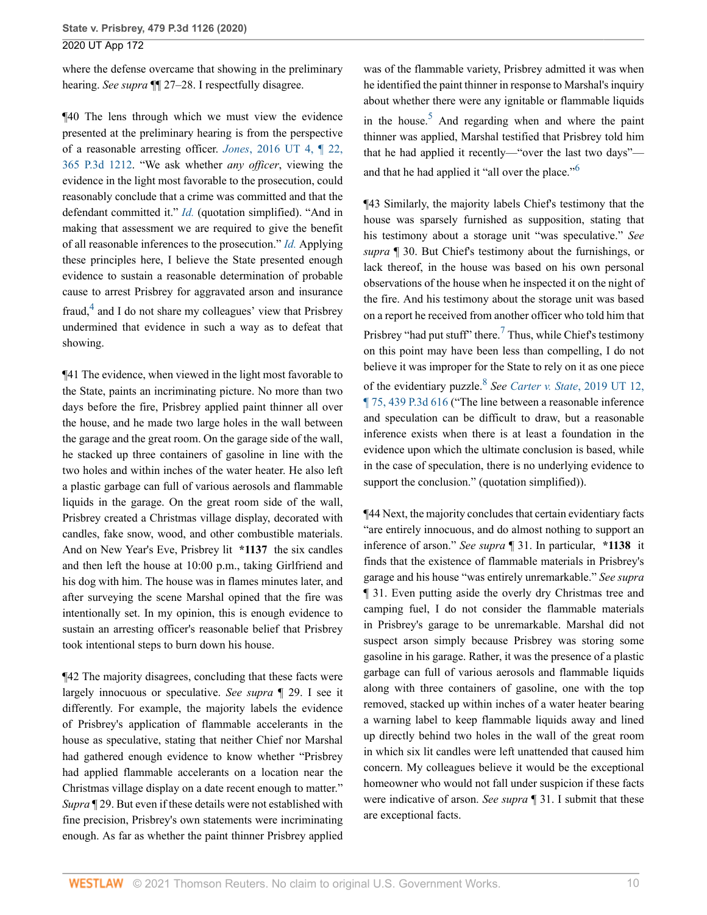where the defense overcame that showing in the preliminary hearing. *See supra* ¶¶ 27–28. I respectfully disagree.

¶40 The lens through which we must view the evidence presented at the preliminary hearing is from the perspective of a reasonable arresting officer. *Jones*, 2016 UT 4, ¶ 22, 365 P.3d 1212. "We ask whether *any officer*, viewing the evidence in the light most favorable to the prosecution, could reasonably conclude that a crime was committed and that the defendant committed it." *Id.* (quotation simplified). "And in making that assessment we are required to give the benefit of all reasonable inferences to the prosecution." *Id.* Applying these principles here, I believe the State presented enough evidence to sustain a reasonable determination of probable cause to arrest Prisbrey for aggravated arson and insurance fraud,[4] and I do not share my colleagues' view that Prisbrey undermined that evidence in such a way as to defeat that showing.

¶41 The evidence, when viewed in the light most favorable to the State, paints an incriminating picture. No more than two days before the fire, Prisbrey applied paint thinner all over the house, and he made two large holes in the wall between the garage and the great room. On the garage side of the wall, he stacked up three containers of gasoline in line with the two holes and within inches of the water heater. He also left a plastic garbage can full of various aerosols and flammable liquids in the garage. On the great room side of the wall, Prisbrey created a Christmas village display, decorated with candles, fake snow, wood, and other combustible materials. And on New Year's Eve, Prisbrey lit **\*1137** the six candles and then left the house at 10:00 p.m., taking Girlfriend and his dog with him. The house was in flames minutes later, and after surveying the scene Marshal opined that the fire was intentionally set. In my opinion, this is enough evidence to sustain an arresting officer's reasonable belief that Prisbrey took intentional steps to burn down his house.

¶42 The majority disagrees, concluding that these facts were largely innocuous or speculative. *See supra* ¶ 29. I see it differently. For example, the majority labels the evidence of Prisbrey's application of flammable accelerants in the house as speculative, stating that neither Chief nor Marshal had gathered enough evidence to know whether "Prisbrey had applied flammable accelerants on a location near the Christmas village display on a date recent enough to matter." *Supra* ¶ 29. But even if these details were not established with fine precision, Prisbrey's own statements were incriminating enough. As far as whether the paint thinner Prisbrey applied was of the flammable variety, Prisbrey admitted it was when he identified the paint thinner in response to Marshal's inquiry about whether there were any ignitable or flammable liquids in the house.[5] And regarding when and where the paint thinner was applied, Marshal testified that Prisbrey told him that he had applied it recently—"over the last two days"—and that he had applied it "all over the place."[6]

¶43 Similarly, the majority labels Chief's testimony that the house was sparsely furnished as supposition, stating that his testimony about a storage unit "was speculative." *See supra* ¶ 30. But Chief's testimony about the furnishings, or lack thereof, in the house was based on his own personal observations of the house when he inspected it on the night of the fire. And his testimony about the storage unit was based on a report he received from another officer who told him that Prisbrey "had put stuff" there.[7] Thus, while Chief's testimony on this point may have been less than compelling, I do not believe it was improper for the State to rely on it as one piece of the evidentiary puzzle.[8] *See Carter v. State*, 2019 UT 12, ¶ 75, 439 P.3d 616 ("The line between a reasonable inference and speculation can be difficult to draw, but a reasonable inference exists when there is at least a foundation in the evidence upon which the ultimate conclusion is based, while in the case of speculation, there is no underlying evidence to support the conclusion." (quotation simplified)).

¶44 Next, the majority concludes that certain evidentiary facts "are entirely innocuous, and do almost nothing to support an inference of arson." *See supra* ¶ 31. In particular, **\*1138** it finds that the existence of flammable materials in Prisbrey's garage and his house "was entirely unremarkable." *See supra* ¶ 31. Even putting aside the overly dry Christmas tree and camping fuel, I do not consider the flammable materials in Prisbrey's garage to be unremarkable. Marshal did not suspect arson simply because Prisbrey was storing some gasoline in his garage. Rather, it was the presence of a plastic garbage can full of various aerosols and flammable liquids along with three containers of gasoline, one with the top removed, stacked up within inches of a water heater bearing a warning label to keep flammable liquids away and lined up directly behind two holes in the wall of the great room in which six lit candles were left unattended that caused him concern. My colleagues believe it would be the exceptional homeowner who would not fall under suspicion if these facts were indicative of arson. *See supra* ¶ 31. I submit that these are exceptional facts.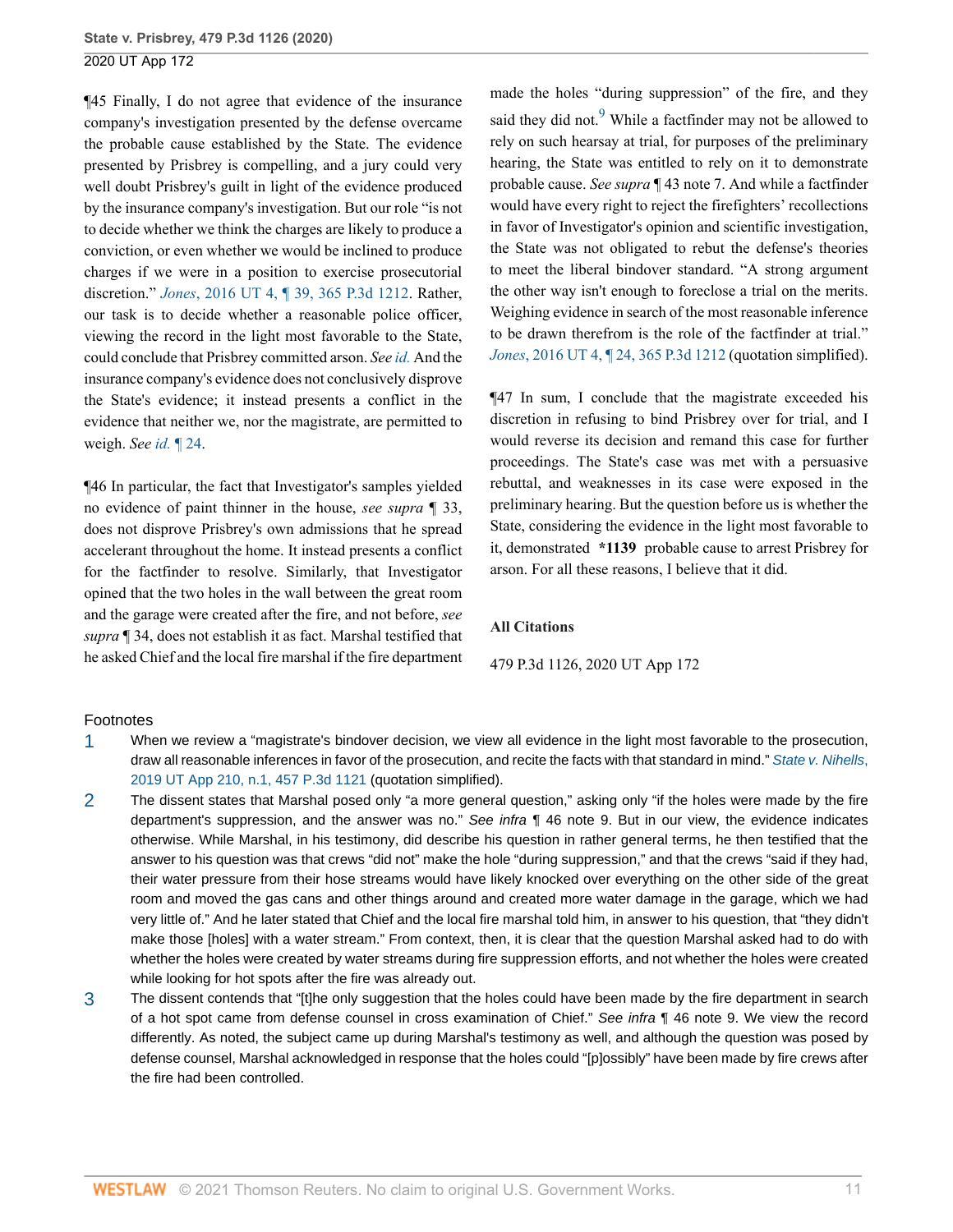¶45 Finally, I do not agree that evidence of the insurance company's investigation presented by the defense overcame the probable cause established by the State. The evidence presented by Prisbrey is compelling, and a jury could very well doubt Prisbrey's guilt in light of the evidence produced by the insurance company's investigation. But our role "is not to decide whether we think the charges are likely to produce a conviction, or even whether we would be inclined to produce charges if we were in a position to exercise prosecutorial discretion." *Jones*, 2016 UT 4, ¶ 39, 365 P.3d 1212. Rather, our task is to decide whether a reasonable police officer, viewing the record in the light most favorable to the State, could conclude that Prisbrey committed arson. *See id.* And the insurance company's evidence does not conclusively disprove the State's evidence; it instead presents a conflict in the evidence that neither we, nor the magistrate, are permitted to weigh. *See id.* ¶ 24.

¶46 In particular, the fact that Investigator's samples yielded no evidence of paint thinner in the house, *see supra* ¶ 33, does not disprove Prisbrey's own admissions that he spread accelerant throughout the home. It instead presents a conflict for the factfinder to resolve. Similarly, that Investigator opined that the two holes in the wall between the great room and the garage were created after the fire, and not before, *see supra* ¶ 34, does not establish it as fact. Marshal testified that he asked Chief and the local fire marshal if the fire department made the holes "during suppression" of the fire, and they said they did not.[9] While a factfinder may not be allowed to rely on such hearsay at trial, for purposes of the preliminary hearing, the State was entitled to rely on it to demonstrate probable cause. *See supra* ¶ 43 note 7. And while a factfinder would have every right to reject the firefighters' recollections in favor of Investigator's opinion and scientific investigation, the State was not obligated to rebut the defense's theories to meet the liberal bindover standard. "A strong argument the other way isn't enough to foreclose a trial on the merits. Weighing evidence in search of the most reasonable inference to be drawn therefrom is the role of the factfinder at trial." *Jones*, 2016 UT 4, ¶ 24, 365 P.3d 1212 (quotation simplified).

¶47 In sum, I conclude that the magistrate exceeded his discretion in refusing to bind Prisbrey over for trial, and I would reverse its decision and remand this case for further proceedings. The State's case was met with a persuasive rebuttal, and weaknesses in its case were exposed in the preliminary hearing. But the question before us is whether the State, considering the evidence in the light most favorable to it, demonstrated **\*1139** probable cause to arrest Prisbrey for arson. For all these reasons, I believe that it did.

### All Citations

479 P.3d 1126, 2020 UT App 172

## Footnotes

1. When we review a "magistrate's bindover decision, we view all evidence in the light most favorable to the prosecution, draw all reasonable inferences in favor of the prosecution, and recite the facts with that standard in mind." *State v. Nihells*, 2019 UT App 210, n.1, 457 P.3d 1121 (quotation simplified).

2. The dissent states that Marshal posed only "a more general question," asking only "if the holes were made by the fire department's suppression, and the answer was no." *See infra* ¶ 46 note 9. But in our view, the evidence indicates otherwise. While Marshal, in his testimony, did describe his question in rather general terms, he then testified that the answer to his question was that crews "did not" make the hole "during suppression," and that the crews "said if they had, their water pressure from their hose streams would have likely knocked over everything on the other side of the great room and moved the gas cans and other things around and created more water damage in the garage, which we had very little of." And he later stated that Chief and the local fire marshal told him, in answer to his question, that "they didn't make those [holes] with a water stream." From context, then, it is clear that the question Marshal asked had to do with whether the holes were created by water streams during fire suppression efforts, and not whether the holes were created while looking for hot spots after the fire was already out.

3. The dissent contends that "[t]he only suggestion that the holes could have been made by the fire department in search of a hot spot came from defense counsel in cross examination of Chief." *See infra* ¶ 46 note 9. We view the record differently. As noted, the subject came up during Marshal's testimony as well, and although the question was posed by defense counsel, Marshal acknowledged in response that the holes could "[p]ossibly" have been made by fire crews after the fire had been controlled.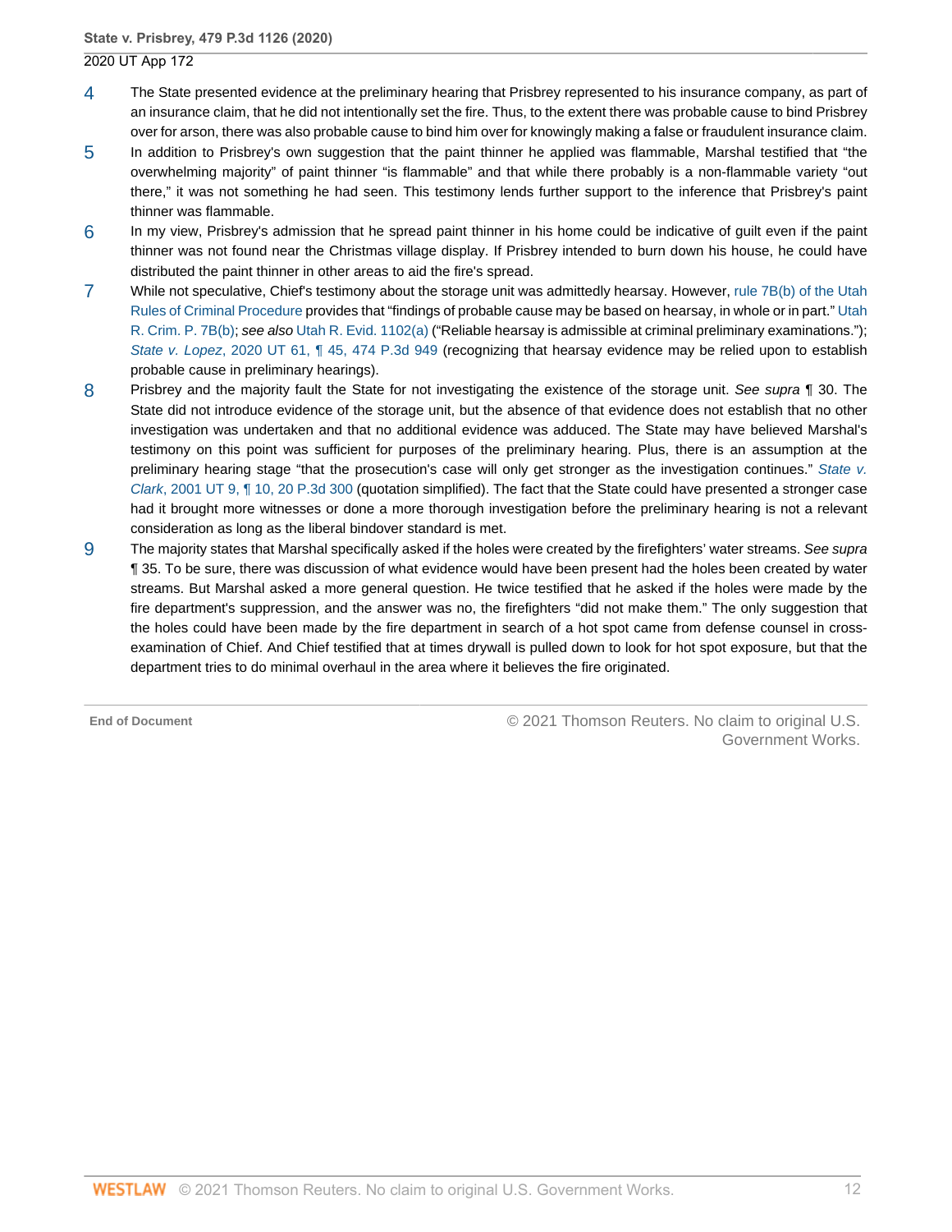4 The State presented evidence at the preliminary hearing that Prisbrey represented to his insurance company, as part of an insurance claim, that he did not intentionally set the fire. Thus, to the extent there was probable cause to bind Prisbrey over for arson, there was also probable cause to bind him over for knowingly making a false or fraudulent insurance claim.

5 In addition to Prisbrey's own suggestion that the paint thinner he applied was flammable, Marshal testified that "the overwhelming majority" of paint thinner "is flammable" and that while there probably is a non-flammable variety "out there," it was not something he had seen. This testimony lends further support to the inference that Prisbrey's paint thinner was flammable.

6 In my view, Prisbrey's admission that he spread paint thinner in his home could be indicative of guilt even if the paint thinner was not found near the Christmas village display. If Prisbrey intended to burn down his house, he could have distributed the paint thinner in other areas to aid the fire's spread.

7 While not speculative, Chief's testimony about the storage unit was admittedly hearsay. However, rule 7B(b) of the Utah Rules of Criminal Procedure provides that "findings of probable cause may be based on hearsay, in whole or in part." Utah R. Crim. P. 7B(b); *see also* Utah R. Evid. 1102(a) ("Reliable hearsay is admissible at criminal preliminary examinations."); *State v. Lopez*, 2020 UT 61, ¶ 45, 474 P.3d 949 (recognizing that hearsay evidence may be relied upon to establish probable cause in preliminary hearings).

8 Prisbrey and the majority fault the State for not investigating the existence of the storage unit. *See supra* ¶ 30. The State did not introduce evidence of the storage unit, but the absence of that evidence does not establish that no other investigation was undertaken and that no additional evidence was adduced. The State may have believed Marshal's testimony on this point was sufficient for purposes of the preliminary hearing. Plus, there is an assumption at the preliminary hearing stage "that the prosecution's case will only get stronger as the investigation continues." *State v. Clark*, 2001 UT 9, ¶ 10, 20 P.3d 300 (quotation simplified). The fact that the State could have presented a stronger case had it brought more witnesses or done a more thorough investigation before the preliminary hearing is not a relevant consideration as long as the liberal bindover standard is met.

9 The majority states that Marshal specifically asked if the holes were created by the firefighters' water streams. *See supra* ¶ 35. To be sure, there was discussion of what evidence would have been present had the holes been created by water streams. But Marshal asked a more general question. He twice testified that he asked if the holes were made by the fire department's suppression, and the answer was no, the firefighters "did not make them." The only suggestion that the holes could have been made by the fire department in search of a hot spot came from defense counsel in cross-examination of Chief. And Chief testified that at times drywall is pulled down to look for hot spot exposure, but that the department tries to do minimal overhaul in the area where it believes the fire originated.

**End of Document** © 2021 Thomson Reuters. No claim to original U.S. Government Works.